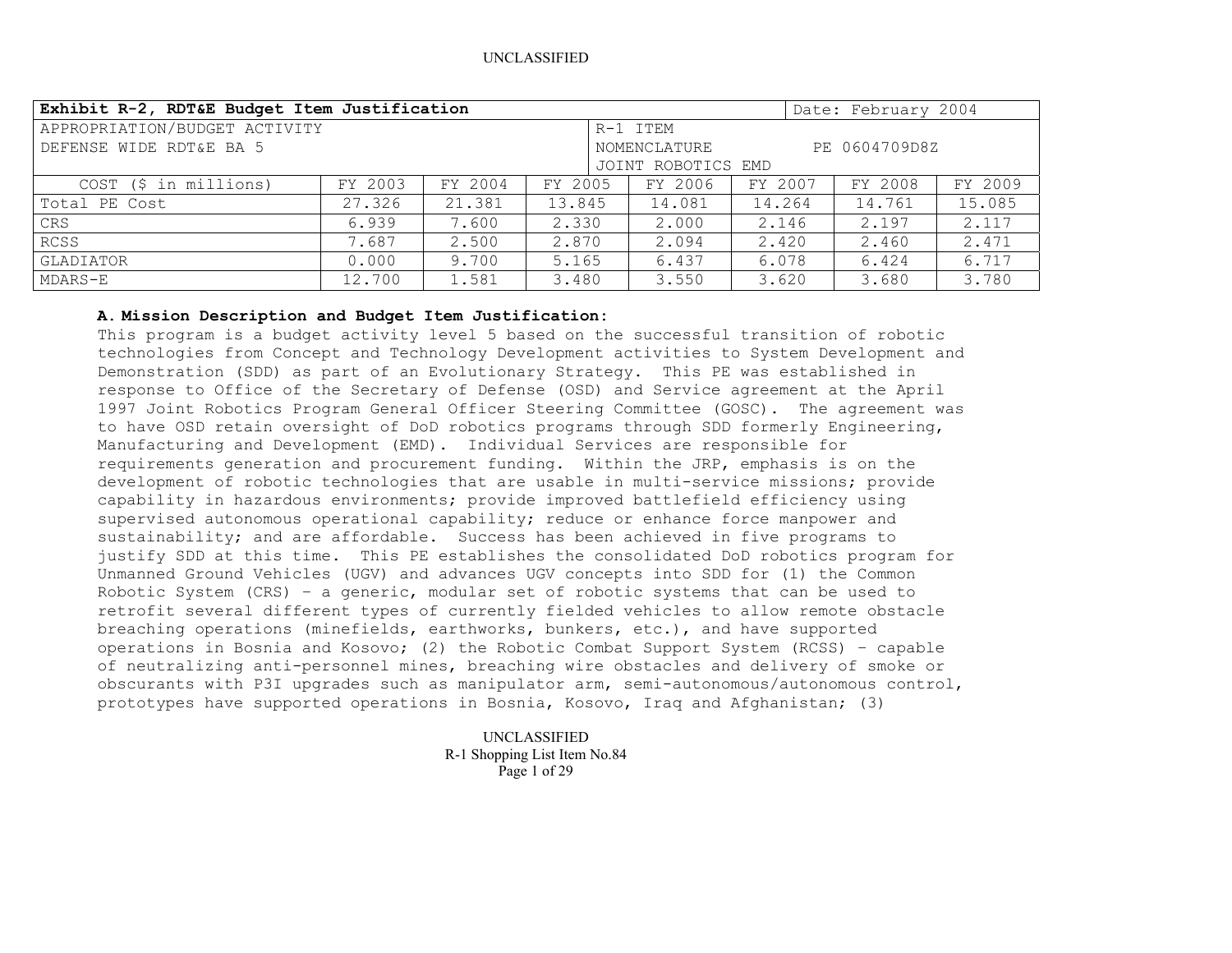| Exhibit R-2, RDT&E Budget Item Justification | | | | | | Date: February 2004 | |
|---|---|---|---|---|---|---|---|
| APPROPRIATION/BUDGET ACTIVITY<br>DEFENSE WIDE RDT&E BA 5 | | | | R-1 ITEM<br>NOMENCLATURE PE 0604709D8Z<br>JOINT ROBOTICS EMD | | | |
| COST ($ in millions) | FY 2003 | FY 2004 | FY 2005 | FY 2006 | FY 2007 | FY 2008 | FY 2009 |
| Total PE Cost | 27.326 | 21.381 | 13.845 | 14.081 | 14.264 | 14.761 | 15.085 |
| CRS | 6.939 | 7.600 | 2.330 | 2.000 | 2.146 | 2.197 | 2.117 |
| RCSS | 7.687 | 2.500 | 2.870 | 2.094 | 2.420 | 2.460 | 2.471 |
| GLADIATOR | 0.000 | 9.700 | 5.165 | 6.437 | 6.078 | 6.424 | 6.717 |
| MDARS-E | 12.700 | 1.581 | 3.480 | 3.550 | 3.620 | 3.680 | 3.780 |

**A. Mission Description and Budget Item Justification:**

This program is a budget activity level 5 based on the successful transition of robotic technologies from Concept and Technology Development activities to System Development and Demonstration (SDD) as part of an Evolutionary Strategy. This PE was established in response to Office of the Secretary of Defense (OSD) and Service agreement at the April 1997 Joint Robotics Program General Officer Steering Committee (GOSC). The agreement was to have OSD retain oversight of DoD robotics programs through SDD formerly Engineering, Manufacturing and Development (EMD). Individual Services are responsible for requirements generation and procurement funding. Within the JRP, emphasis is on the development of robotic technologies that are usable in multi-service missions; provide capability in hazardous environments; provide improved battlefield efficiency using supervised autonomous operational capability; reduce or enhance force manpower and sustainability; and are affordable. Success has been achieved in five programs to justify SDD at this time. This PE establishes the consolidated DoD robotics program for Unmanned Ground Vehicles (UGV) and advances UGV concepts into SDD for (1) the Common Robotic System (CRS) – a generic, modular set of robotic systems that can be used to retrofit several different types of currently fielded vehicles to allow remote obstacle breaching operations (minefields, earthworks, bunkers, etc.), and have supported operations in Bosnia and Kosovo; (2) the Robotic Combat Support System (RCSS) – capable of neutralizing anti-personnel mines, breaching wire obstacles and delivery of smoke or obscurants with P3I upgrades such as manipulator arm, semi-autonomous/autonomous control, prototypes have supported operations in Bosnia, Kosovo, Iraq and Afghanistan; (3)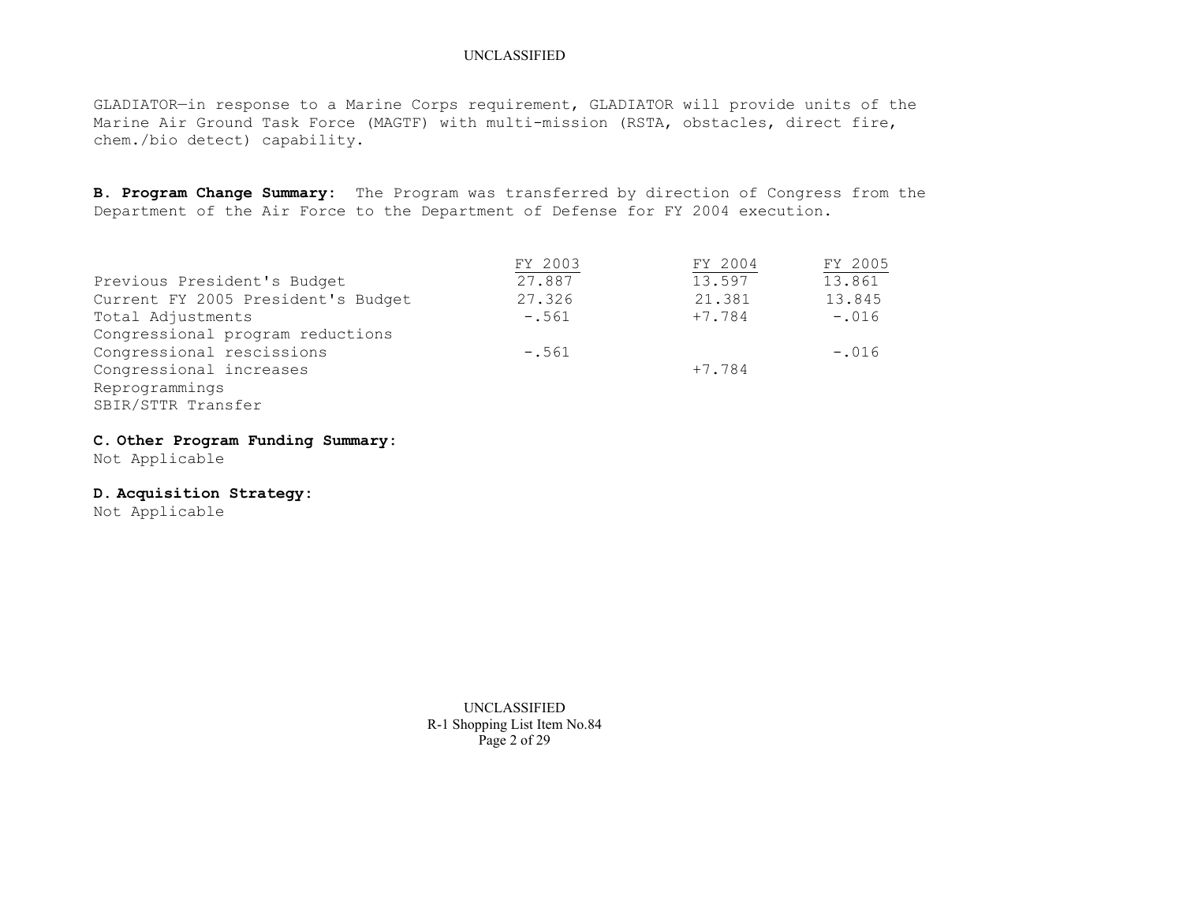GLADIATOR—in response to a Marine Corps requirement, GLADIATOR will provide units of the Marine Air Ground Task Force (MAGTF) with multi-mission (RSTA, obstacles, direct fire, chem./bio detect) capability.

**B. Program Change Summary:** The Program was transferred by direction of Congress from the Department of the Air Force to the Department of Defense for FY 2004 execution.

| | FY 2003 | FY 2004 | FY 2005 |
|---|---|---|---|
| Previous President's Budget | 27.887 | 13.597 | 13.861 |
| Current FY 2005 President's Budget | 27.326 | 21.381 | 13.845 |
| Total Adjustments | -.561 | +7.784 | -.016 |
| Congressional program reductions | | | |
| Congressional rescissions | -.561 | | -.016 |
| Congressional increases | | +7.784 | |
| Reprogrammings | | | |
| SBIR/STTR Transfer | | | |

**C. Other Program Funding Summary:**
Not Applicable

**D. Acquisition Strategy:**
Not Applicable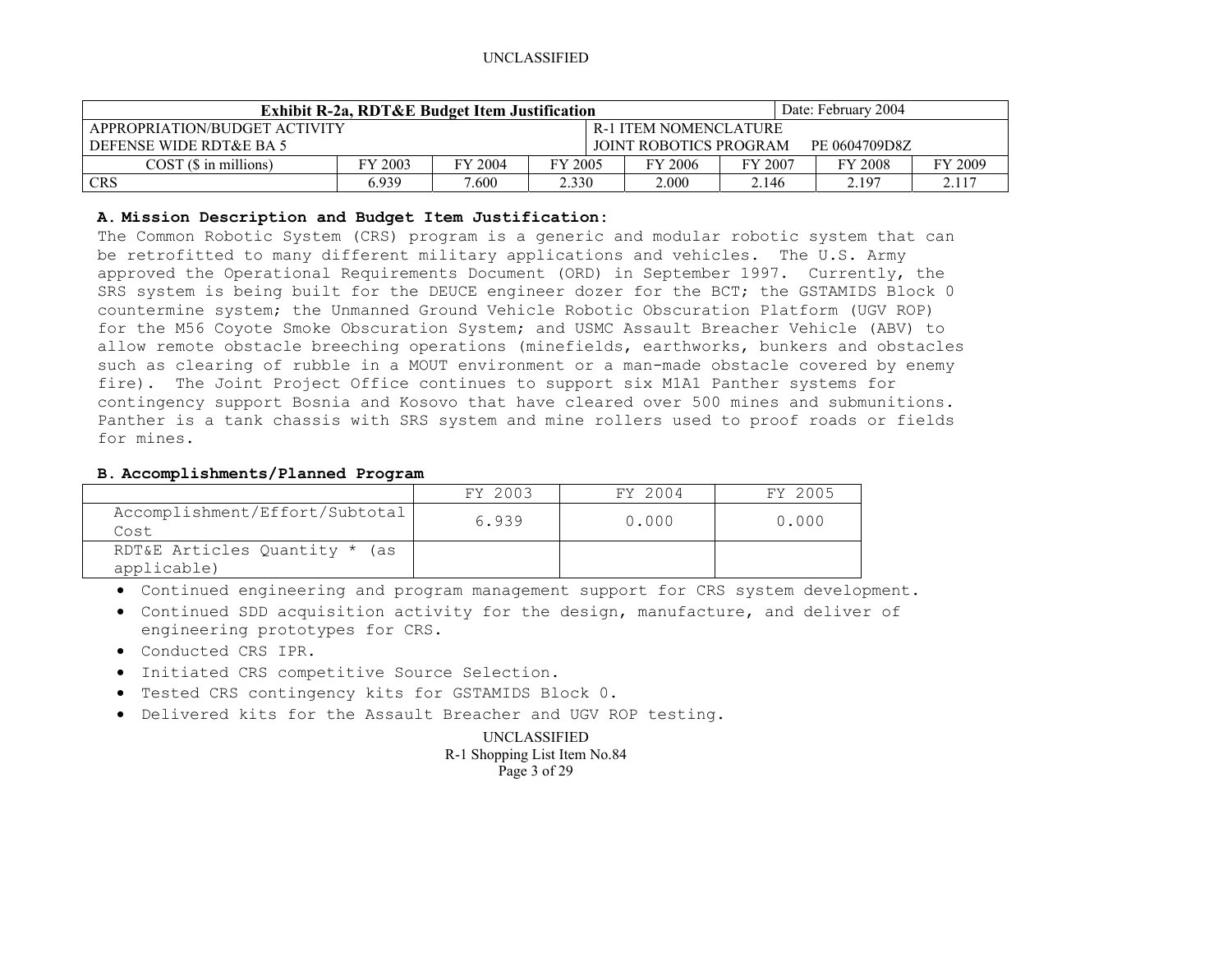| Exhibit R-2a, RDT&E Budget Item Justification | | | | | | Date: February 2004 | |
|---|---|---|---|---|---|---|---|
| APPROPRIATION/BUDGET ACTIVITY<br>DEFENSE WIDE RDT&E BA 5 | | | | R-1 ITEM NOMENCLATURE<br>JOINT ROBOTICS PROGRAM PE 0604709D8Z | | | |
| COST ($ in millions) | FY 2003 | FY 2004 | FY 2005 | FY 2006 | FY 2007 | FY 2008 | FY 2009 |
| CRS | 6.939 | 7.600 | 2.330 | 2.000 | 2.146 | 2.197 | 2.117 |

**A. Mission Description and Budget Item Justification:**
The Common Robotic System (CRS) program is a generic and modular robotic system that can be retrofitted to many different military applications and vehicles. The U.S. Army approved the Operational Requirements Document (ORD) in September 1997. Currently, the SRS system is being built for the DEUCE engineer dozer for the BCT; the GSTAMIDS Block 0 countermine system; the Unmanned Ground Vehicle Robotic Obscuration Platform (UGV ROP) for the M56 Coyote Smoke Obscuration System; and USMC Assault Breacher Vehicle (ABV) to allow remote obstacle breeching operations (minefields, earthworks, bunkers and obstacles such as clearing of rubble in a MOUT environment or a man-made obstacle covered by enemy fire). The Joint Project Office continues to support six M1A1 Panther systems for contingency support Bosnia and Kosovo that have cleared over 500 mines and submunitions. Panther is a tank chassis with SRS system and mine rollers used to proof roads or fields for mines.

**B. Accomplishments/Planned Program**

| | FY 2003 | FY 2004 | FY 2005 |
|---|---|---|---|
| Accomplishment/Effort/Subtotal Cost | 6.939 | 0.000 | 0.000 |
| RDT&E Articles Quantity * (as applicable) | | | |

- Continued engineering and program management support for CRS system development.
- Continued SDD acquisition activity for the design, manufacture, and deliver of engineering prototypes for CRS.
- Conducted CRS IPR.
- Initiated CRS competitive Source Selection.
- Tested CRS contingency kits for GSTAMIDS Block 0.
- Delivered kits for the Assault Breacher and UGV ROP testing.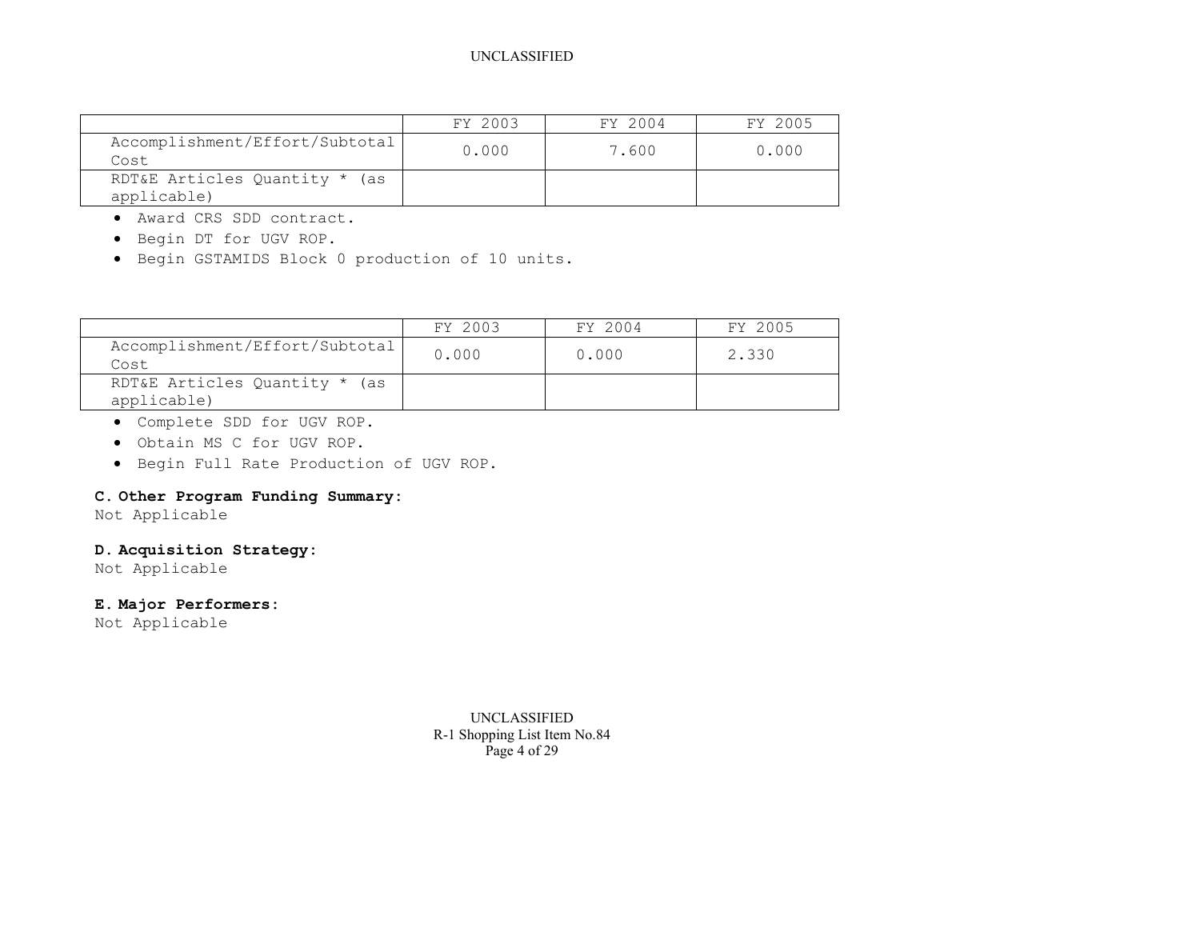| | FY 2003 | FY 2004 | FY 2005 |
|---|---|---|---|
| Accomplishment/Effort/Subtotal Cost | 0.000 | 7.600 | 0.000 |
| RDT&E Articles Quantity * (as applicable) | | | |

- Award CRS SDD contract.
- Begin DT for UGV ROP.
- Begin GSTAMIDS Block 0 production of 10 units.

| | FY 2003 | FY 2004 | FY 2005 |
|---|---|---|---|
| Accomplishment/Effort/Subtotal Cost | 0.000 | 0.000 | 2.330 |
| RDT&E Articles Quantity * (as applicable) | | | |

- Complete SDD for UGV ROP.
- Obtain MS C for UGV ROP.
- Begin Full Rate Production of UGV ROP.

**C. Other Program Funding Summary:**
Not Applicable

**D. Acquisition Strategy:**
Not Applicable

**E. Major Performers:**
Not Applicable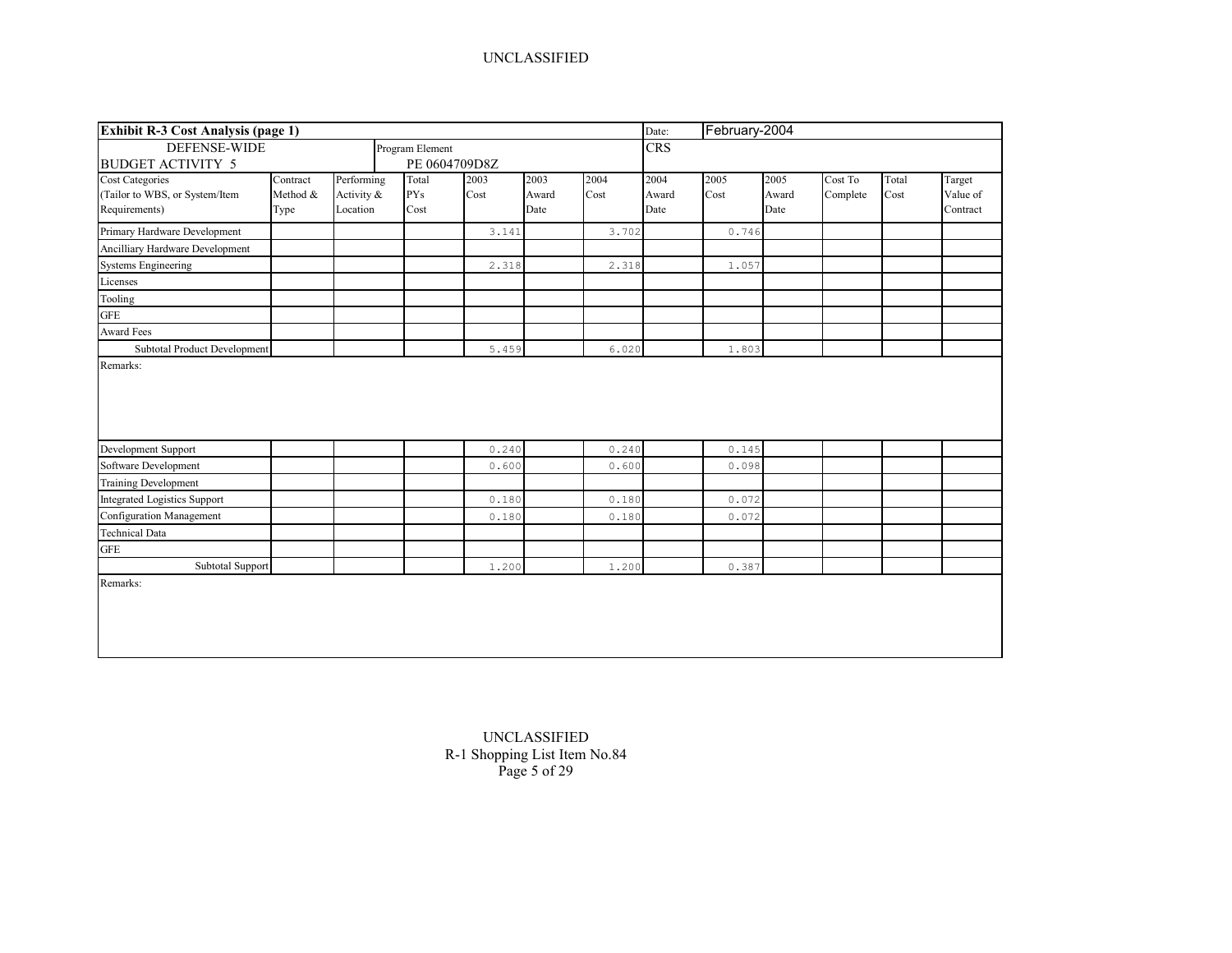UNCLASSIFIED

| **Exhibit R-3 Cost Analysis (page 1)** | | | | | | | Date: | February-2004 | | | | |
|---|---|---|---|---|---|---|---|---|---|---|---|---|
| DEFENSE-WIDE BUDGET ACTIVITY 5 | | Program Element PE 0604709D8Z | | | | | CRS | | | | | |
| Cost Categories (Tailor to WBS, or System/Item Requirements) | Contract Method & Type | Performing Activity & Location | Total PYs Cost | 2003 Cost | 2003 Award Date | 2004 Cost | 2004 Award Date | 2005 Cost | 2005 Award Date | Cost To Complete | Total Cost | Target Value of Contract |
| Primary Hardware Development | | | | 3.141 | | 3.702 | | 0.746 | | | | |
| Ancilliary Hardware Development | | | | | | | | | | | | |
| Systems Engineering | | | | 2.318 | | 2.318 | | 1.057 | | | | |
| Licenses | | | | | | | | | | | | |
| Tooling | | | | | | | | | | | | |
| GFE | | | | | | | | | | | | |
| Award Fees | | | | | | | | | | | | |
| Subtotal Product Development | | | | 5.459 | | 6.020 | | 1.803 | | | | |
| Remarks: | | | | | | | | | | | | |
| Development Support | | | | 0.240 | | 0.240 | | 0.145 | | | | |
| Software Development | | | | 0.600 | | 0.600 | | 0.098 | | | | |
| Training Development | | | | | | | | | | | | |
| Integrated Logistics Support | | | | 0.180 | | 0.180 | | 0.072 | | | | |
| Configuration Management | | | | 0.180 | | 0.180 | | 0.072 | | | | |
| Technical Data | | | | | | | | | | | | |
| GFE | | | | | | | | | | | | |
| Subtotal Support | | | | 1.200 | | 1.200 | | 0.387 | | | | |
| Remarks: | | | | | | | | | | | | |

UNCLASSIFIED
R-1 Shopping List Item No.84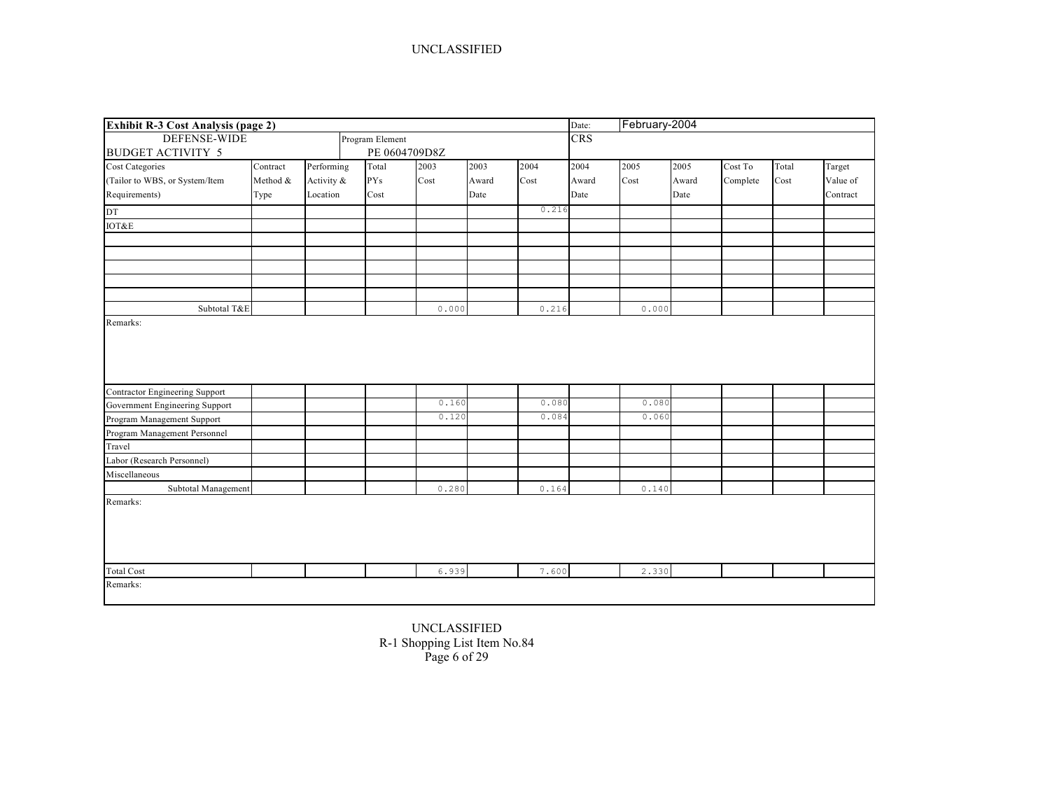UNCLASSIFIED

| **Exhibit R-3 Cost Analysis (page 2)** | | | | | | | Date: | February-2004 | | | | |
|---|---|---|---|---|---|---|---|---|---|---|---|---|
| DEFENSE-WIDE<br>BUDGET ACTIVITY 5 | | | Program Element<br>PE 0604709D8Z | | | | CRS | | | | | |
| Cost Categories (Tailor to WBS, or System/Item Requirements) | Contract Method & Type | Performing Activity & Location | Total PYs Cost | 2003 Cost | 2003 Award Date | 2004 Cost | 2004 Award Date | 2005 Cost | 2005 Award Date | Cost To Complete | Total Cost | Target Value of Contract |
| DT | | | | | | 0.216 | | | | | | |
| IOT&E | | | | | | | | | | | | |
| | | | | | | | | | | | | |
| | | | | | | | | | | | | |
| | | | | | | | | | | | | |
| | | | | | | | | | | | | |
| | | | | | | | | | | | | |
| Subtotal T&E | | | | 0.000 | | 0.216 | | 0.000 | | | | |
| Remarks: | | | | | | | | | | | | |
| Contractor Engineering Support | | | | | | | | | | | | |
| Government Engineering Support | | | | 0.160 | | 0.080 | | 0.080 | | | | |
| Program Management Support | | | | 0.120 | | 0.084 | | 0.060 | | | | |
| Program Management Personnel | | | | | | | | | | | | |
| Travel | | | | | | | | | | | | |
| Labor (Research Personnel) | | | | | | | | | | | | |
| Miscellaneous | | | | | | | | | | | | |
| Subtotal Management | | | | 0.280 | | 0.164 | | 0.140 | | | | |
| Remarks: | | | | | | | | | | | | |
| Total Cost | | | | 6.939 | | 7.600 | | 2.330 | | | | |
| Remarks: | | | | | | | | | | | | |

UNCLASSIFIED
R-1 Shopping List Item No.84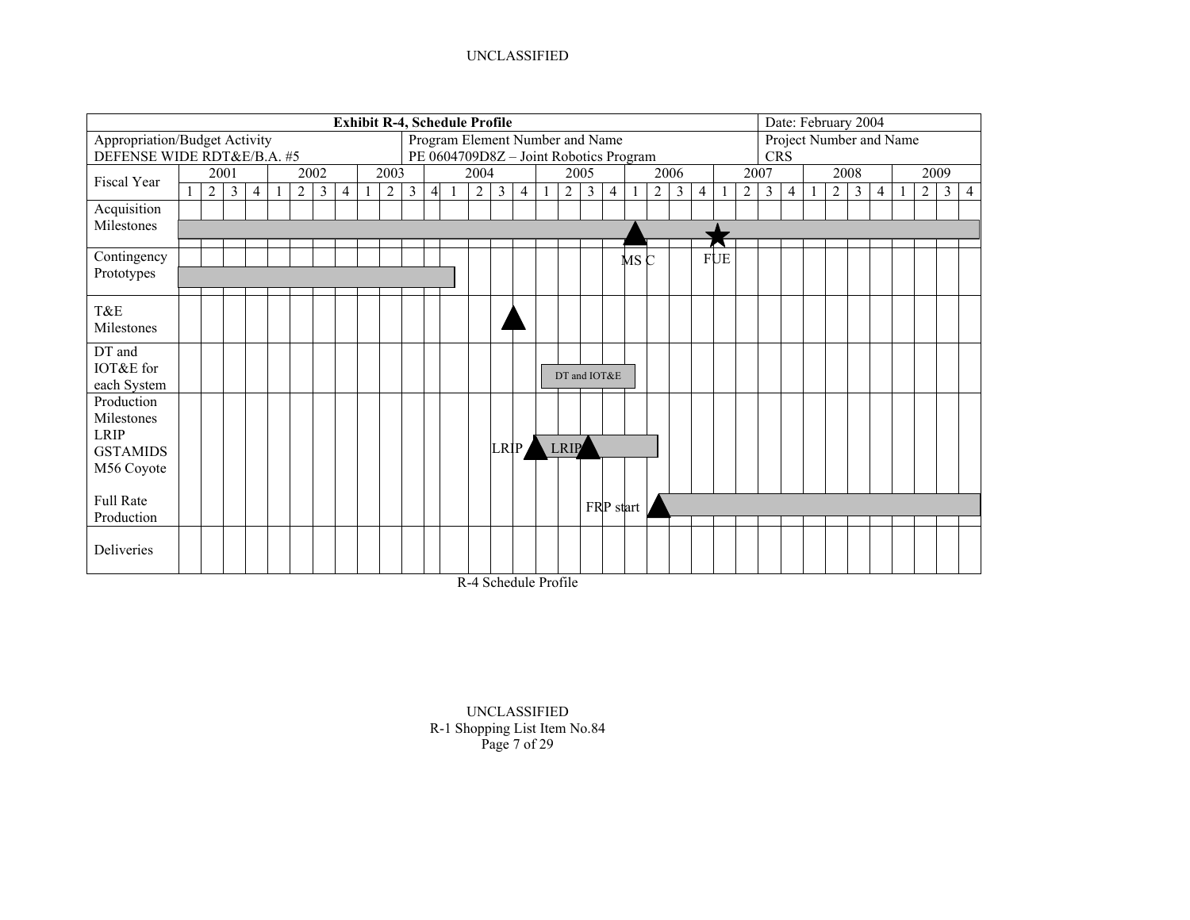UNCLASSIFIED

| Exhibit R-4, Schedule Profile | | Date: February 2004 |
|---|---|---|
| Appropriation/Budget Activity<br>DEFENSE WIDE RDT&E/B.A. #5 | Program Element Number and Name<br>PE 0604709D8Z – Joint Robotics Program | Project Number and Name<br>CRS |

| Fiscal Year | 2001 | 2002 | 2003 | 2004 | 2005 | 2006 | 2007 | 2008 | 2009 |
|---|---|---|---|---|---|---|---|---|---|
| Acquisition Milestones | | | | | MS C | FUE | | | |
| Contingency Prototypes | | | | | | | | | |
| T&E Milestones | | | | | | | | | |
| DT and IOT&E for each System | | | | | DT and IOT&E | | | | |
| Production Milestones LRIP GSTAMIDS M56 Coyote | | | | LRIP | LRIP | | | | |
| Full Rate Production | | | | | FRP start | | | | |
| Deliveries | | | | | | | | | |

R-4 Schedule Profile

UNCLASSIFIED
R-1 Shopping List Item No.84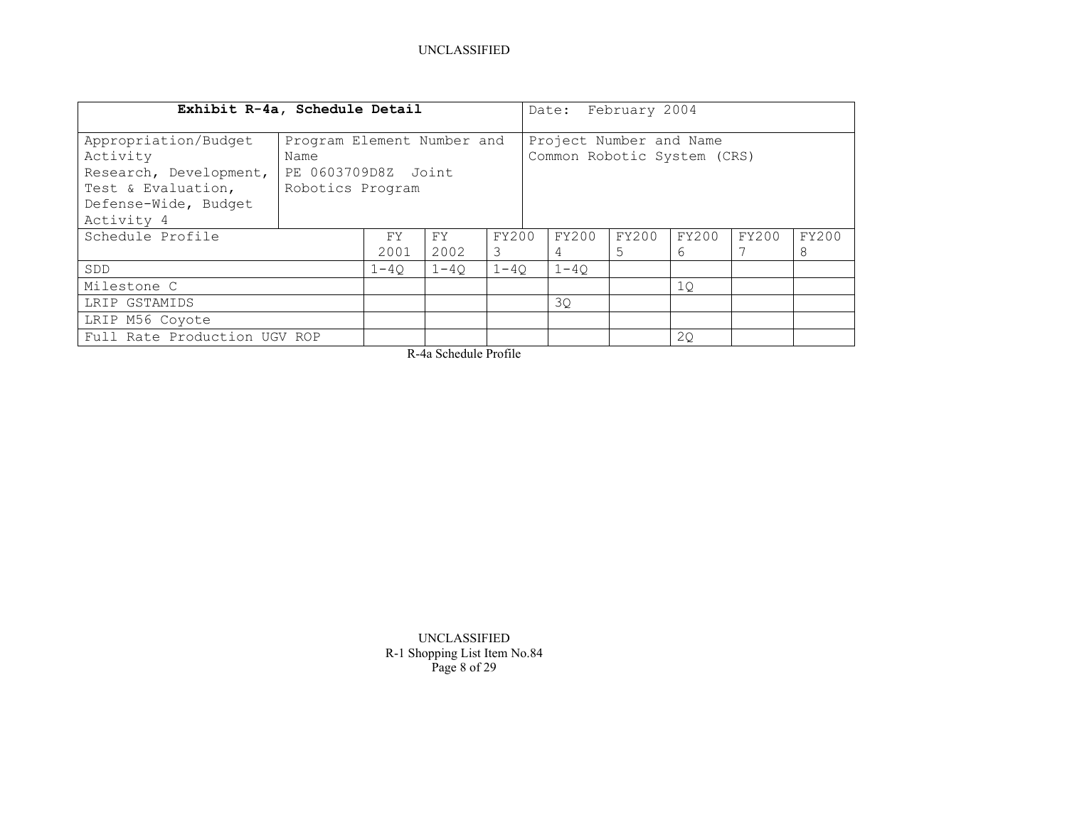| **Exhibit R-4a, Schedule Detail** | | | | | Date: February 2004 | | | | |
|---|---|---|---|---|---|---|---|---|---|
| Appropriation/Budget Activity Research, Development, Test & Evaluation, Defense-Wide, Budget Activity 4 | Program Element Number and Name PE 0603709D8Z Joint Robotics Program | | | | Project Number and Name Common Robotic System (CRS) | | | | |
| Schedule Profile | | FY 2001 | FY 2002 | FY2003 | FY2004 | FY2005 | FY2006 | FY2007 | FY2008 |
| SDD | | 1-4Q | 1-4Q | 1-4Q | 1-4Q | | | | |
| Milestone C | | | | | | | 1Q | | |
| LRIP GSTAMIDS | | | | | 3Q | | | | |
| LRIP M56 Coyote | | | | | | | | | |
| Full Rate Production UGV ROP | | | | | | | 2Q | | |

R-4a Schedule Profile

R-1 Shopping List Item No.84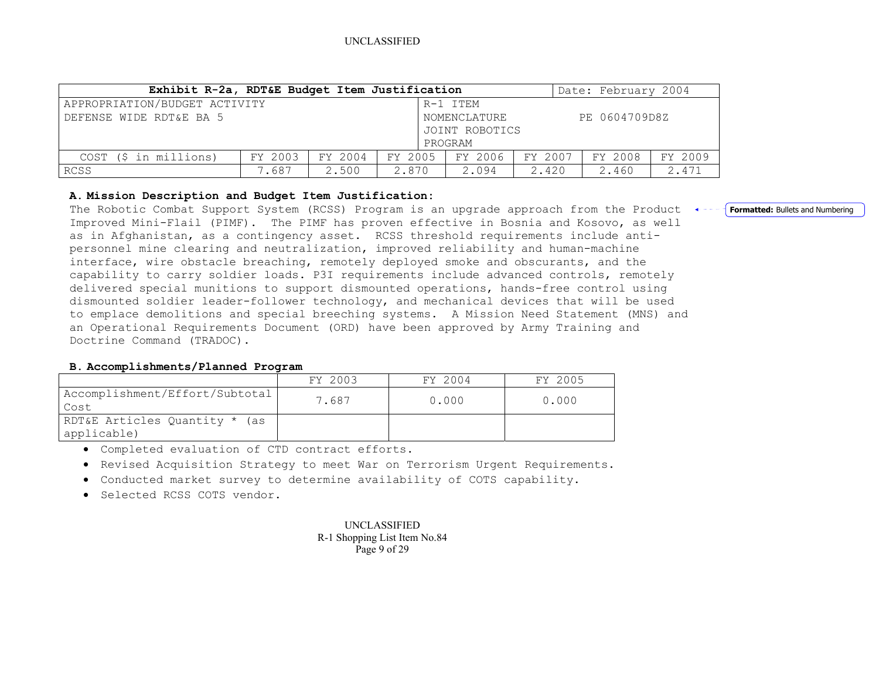| Exhibit R-2a, RDT&E Budget Item Justification | | | | | | | Date: February 2004 |
|---|---|---|---|---|---|---|---|
| APPROPRIATION/BUDGET ACTIVITY<br>DEFENSE WIDE RDT&E BA 5 | | | | R-1 ITEM NOMENCLATURE<br>JOINT ROBOTICS PROGRAM | | | PE 0604709D8Z |
| COST ($ in millions) | FY 2003 | FY 2004 | FY 2005 | FY 2006 | FY 2007 | FY 2008 | FY 2009 |
| RCSS | 7.687 | 2.500 | 2.870 | 2.094 | 2.420 | 2.460 | 2.471 |

**A. Mission Description and Budget Item Justification:**

The Robotic Combat Support System (RCSS) Program is an upgrade approach from the Product Improved Mini-Flail (PIMF). The PIMF has proven effective in Bosnia and Kosovo, as well as in Afghanistan, as a contingency asset. RCSS threshold requirements include anti-personnel mine clearing and neutralization, improved reliability and human-machine interface, wire obstacle breaching, remotely deployed smoke and obscurants, and the capability to carry soldier loads. P3I requirements include advanced controls, remotely delivered special munitions to support dismounted operations, hands-free control using dismounted soldier leader-follower technology, and mechanical devices that will be used to emplace demolitions and special breeching systems. A Mission Need Statement (MNS) and an Operational Requirements Document (ORD) have been approved by Army Training and Doctrine Command (TRADOC).

**B. Accomplishments/Planned Program**

| | FY 2003 | FY 2004 | FY 2005 |
|---|---|---|---|
| Accomplishment/Effort/Subtotal Cost | 7.687 | 0.000 | 0.000 |
| RDT&E Articles Quantity * (as applicable) | | | |

- Completed evaluation of CTD contract efforts.
- Revised Acquisition Strategy to meet War on Terrorism Urgent Requirements.
- Conducted market survey to determine availability of COTS capability.
- Selected RCSS COTS vendor.

UNCLASSIFIED
R-1 Shopping List Item No.84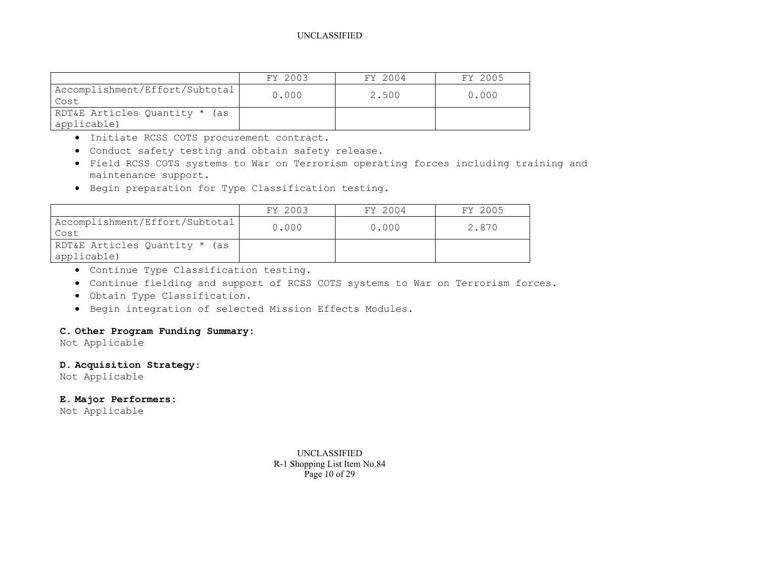| | FY 2003 | FY 2004 | FY 2005 |
|---|---|---|---|
| Accomplishment/Effort/Subtotal Cost | 0.000 | 2.500 | 0.000 |
| RDT&E Articles Quantity * (as applicable) | | | |

- Initiate RCSS COTS procurement contract.
- Conduct safety testing and obtain safety release.
- Field RCSS COTS systems to War on Terrorism operating forces including training and maintenance support.
- Begin preparation for Type Classification testing.

| | FY 2003 | FY 2004 | FY 2005 |
|---|---|---|---|
| Accomplishment/Effort/Subtotal Cost | 0.000 | 0.000 | 2.870 |
| RDT&E Articles Quantity * (as applicable) | | | |

- Continue Type Classification testing.
- Continue fielding and support of RCSS COTS systems to War on Terrorism forces.
- Obtain Type Classification.
- Begin integration of selected Mission Effects Modules.

**C. Other Program Funding Summary:**
Not Applicable

**D. Acquisition Strategy:**
Not Applicable

**E. Major Performers:**
Not Applicable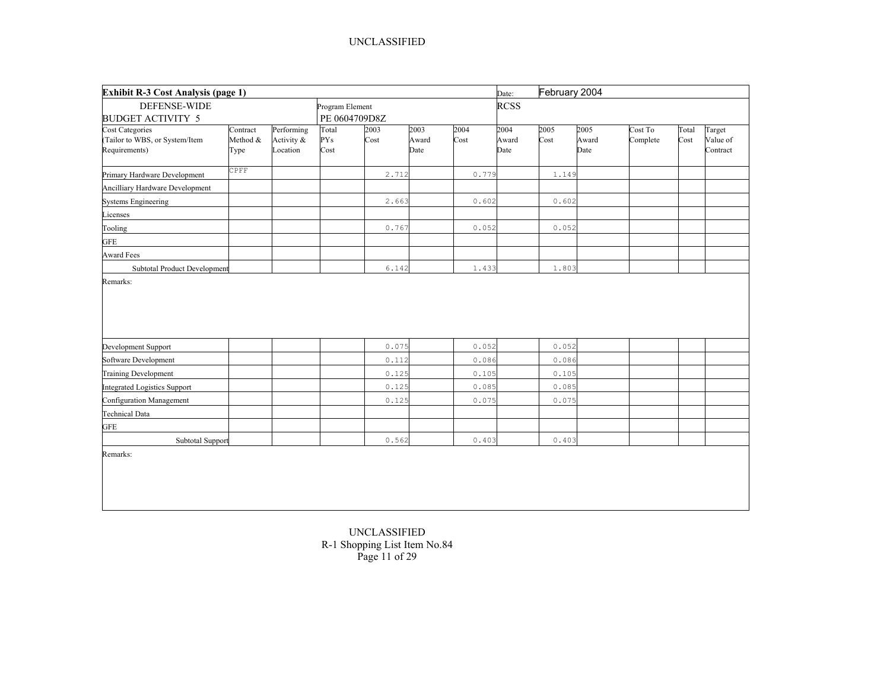UNCLASSIFIED

| Exhibit R-3 Cost Analysis (page 1) | | | | | | | | Date: | February 2004 | | | | |
|---|---|---|---|---|---|---|---|---|---|---|---|---|---|
| DEFENSE-WIDE<br>BUDGET ACTIVITY 5 | | | Program Element<br>PE 0604709D8Z | | | | | RCSS | | | | | |
| Cost Categories<br>(Tailor to WBS, or System/Item Requirements) | Contract Method & Type | Performing Activity & Location | Total PYs Cost | 2003 Cost | 2003 Award Date | 2004 Cost | 2004 Award Date | 2005 Cost | 2005 Award Date | Cost To Complete | Total Cost | Target Value of Contract | |
| Primary Hardware Development | CPFF | | | 2.712 | | 0.779 | | 1.149 | | | | | |
| Ancilliary Hardware Development | | | | | | | | | | | | | |
| Systems Engineering | | | | 2.663 | | 0.602 | | 0.602 | | | | | |
| Licenses | | | | | | | | | | | | | |
| Tooling | | | | 0.767 | | 0.052 | | 0.052 | | | | | |
| GFE | | | | | | | | | | | | | |
| Award Fees | | | | | | | | | | | | | |
| Subtotal Product Development | | | | 6.142 | | 1.433 | | 1.803 | | | | | |
| Remarks: | | | | | | | | | | | | | |
| Development Support | | | | 0.075 | | 0.052 | | 0.052 | | | | | |
| Software Development | | | | 0.112 | | 0.086 | | 0.086 | | | | | |
| Training Development | | | | 0.125 | | 0.105 | | 0.105 | | | | | |
| Integrated Logistics Support | | | | 0.125 | | 0.085 | | 0.085 | | | | | |
| Configuration Management | | | | 0.125 | | 0.075 | | 0.075 | | | | | |
| Technical Data | | | | | | | | | | | | | |
| GFE | | | | | | | | | | | | | |
| Subtotal Support | | | | 0.562 | | 0.403 | | 0.403 | | | | | |
| Remarks: | | | | | | | | | | | | | |

UNCLASSIFIED
R-1 Shopping List Item No.84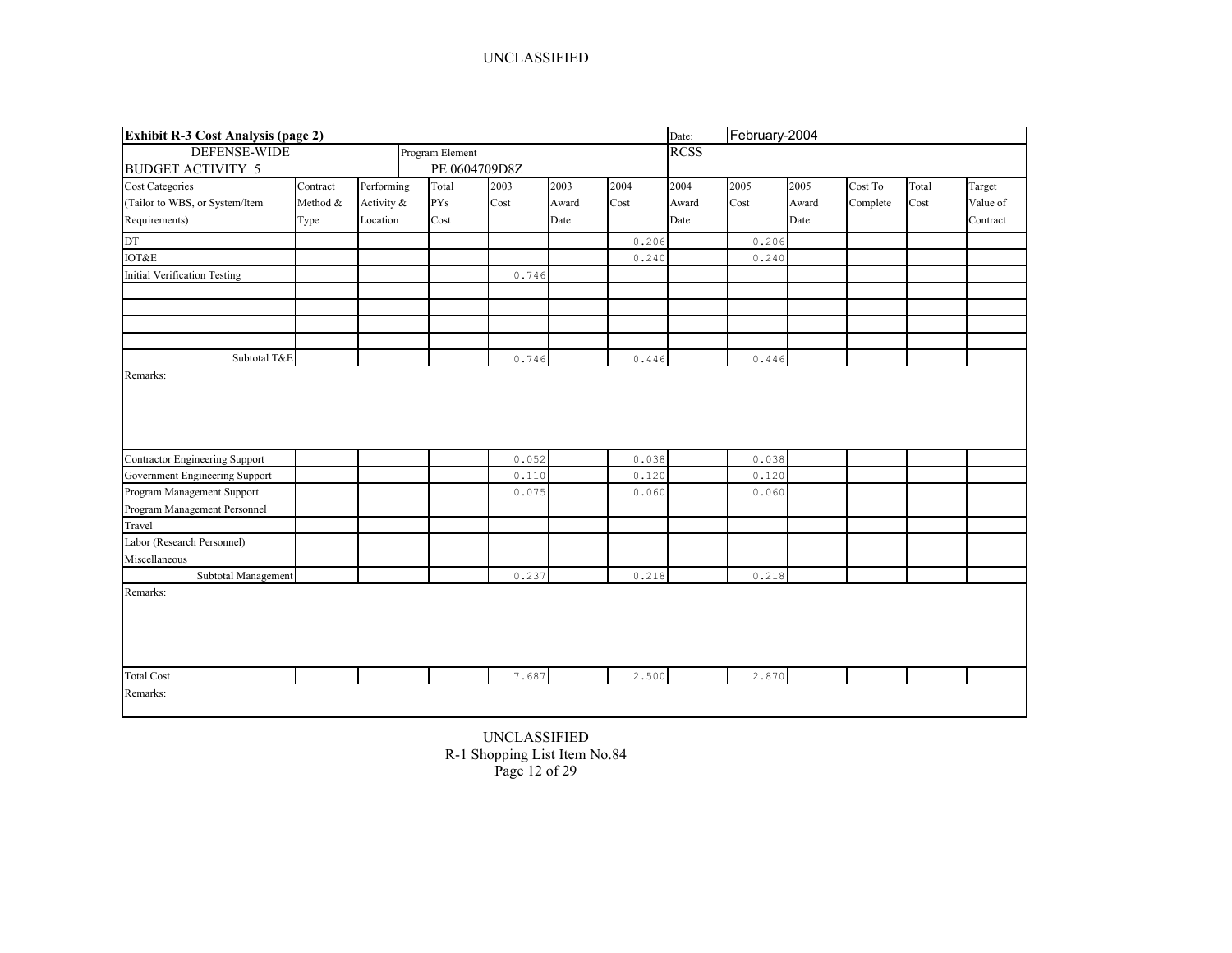UNCLASSIFIED

| **Exhibit R-3 Cost Analysis (page 2)** | | | | | | | | Date: | February-2004 | | | | |
|---|---|---|---|---|---|---|---|---|---|---|---|---|---|
| DEFENSE-WIDE<br>BUDGET ACTIVITY 5 | | | Program Element<br>PE 0604709D8Z | | | | | RCSS | | | | | |
| Cost Categories<br>(Tailor to WBS, or System/Item Requirements) | Contract Method & Type | Performing Activity & Location | Total PYs Cost | 2003 Cost | 2003 Award Date | 2004 Cost | 2004 Award Date | 2005 Cost | 2005 Award Date | Cost To Complete | Total Cost | Target Value of Contract | |
| DT | | | | | | 0.206 | | 0.206 | | | | | |
| IOT&E | | | | | | 0.240 | | 0.240 | | | | | |
| Initial Verification Testing | | | | 0.746 | | | | | | | | | |
| | | | | | | | | | | | | | |
| | | | | | | | | | | | | | |
| | | | | | | | | | | | | | |
| | | | | | | | | | | | | | |
| Subtotal T&E | | | | 0.746 | | 0.446 | | 0.446 | | | | | |
| Remarks: | | | | | | | | | | | | | |
| Contractor Engineering Support | | | | 0.052 | | 0.038 | | 0.038 | | | | | |
| Government Engineering Support | | | | 0.110 | | 0.120 | | 0.120 | | | | | |
| Program Management Support | | | | 0.075 | | 0.060 | | 0.060 | | | | | |
| Program Management Personnel | | | | | | | | | | | | | |
| Travel | | | | | | | | | | | | | |
| Labor (Research Personnel) | | | | | | | | | | | | | |
| Miscellaneous | | | | | | | | | | | | | |
| Subtotal Management | | | | 0.237 | | 0.218 | | 0.218 | | | | | |
| Remarks: | | | | | | | | | | | | | |
| Total Cost | | | | 7.687 | | 2.500 | | 2.870 | | | | | |
| Remarks: | | | | | | | | | | | | | |

UNCLASSIFIED
R-1 Shopping List Item No.84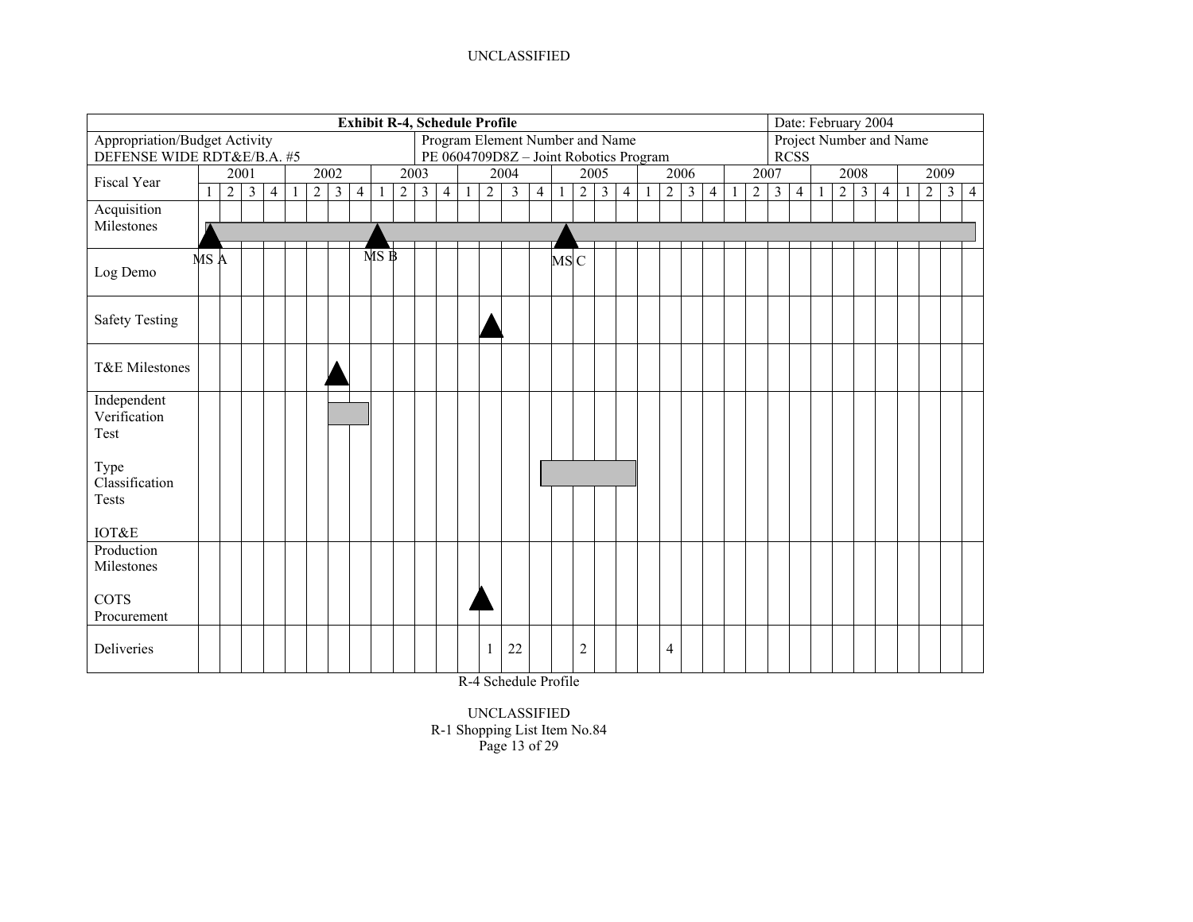UNCLASSIFIED

| **Exhibit R-4, Schedule Profile** | | | Date: February 2004 |
|---|---|---|---|
| Appropriation/Budget Activity<br>DEFENSE WIDE RDT&E/B.A. #5 | Program Element Number and Name<br>PE 0604709D8Z – Joint Robotics Program | | Project Number and Name<br>RCSS |

| Fiscal Year | 2001 | | | | 2002 | | | | 2003 | | | | 2004 | | | | 2005 | | | | 2006 | | | | 2007 | | | | 2008 | | | | 2009 | | | |
|---|---|---|---|---|---|---|---|---|---|---|---|---|---|---|---|---|---|---|---|---|---|---|---|---|---|---|---|---|---|---|---|---|---|---|---|---|
| | 1 | 2 | 3 | 4 | 1 | 2 | 3 | 4 | 1 | 2 | 3 | 4 | 1 | 2 | 3 | 4 | 1 | 2 | 3 | 4 | 1 | 2 | 3 | 4 | 1 | 2 | 3 | 4 | 1 | 2 | 3 | 4 | 1 | 2 | 3 | 4 |
| Acquisition Milestones | ▲ MS A | | | | | | | | ▲ MS B | | | | | | | | ▲ MS C | | | | | | | | | | | | | | | | | | | |
| Log Demo | | | | | | | | | | | | | | | | | | | | | | | | | | | | | | | | | | | | |
| Safety Testing | | | | | | | | | | | | | | ▲ | | | | | | | | | | | | | | | | | | | | | | |
| T&E Milestones | | | | | | | ▲ | | | | | | | | | | | | | | | | | | | | | | | | | | | | | |
| Independent Verification Test | | | | | | | ■ | ■ | | | | | | | | | | | | | | | | | | | | | | | | | | | | |
| Type Classification Tests | | | | | | | | | | | | | | | | ■ | ■ | ■ | ■ | | | | | | | | | | | | | | | | | |
| IOT&E | | | | | | | | | | | | | | | | | | | | | | | | | | | | | | | | | | | | |
| Production Milestones | | | | | | | | | | | | | | | | | | | | | | | | | | | | | | | | | | | | |
| COTS Procurement | | | | | | | | | | | | | ▲ | | | | | | | | | | | | | | | | | | | | | | | |
| Deliveries | | | | | | | | | | | | | | 1 | 22 | | | 2 | | | | 4 | | | | | | | | | | | | | | |

R-4 Schedule Profile

UNCLASSIFIED
R-1 Shopping List Item No.84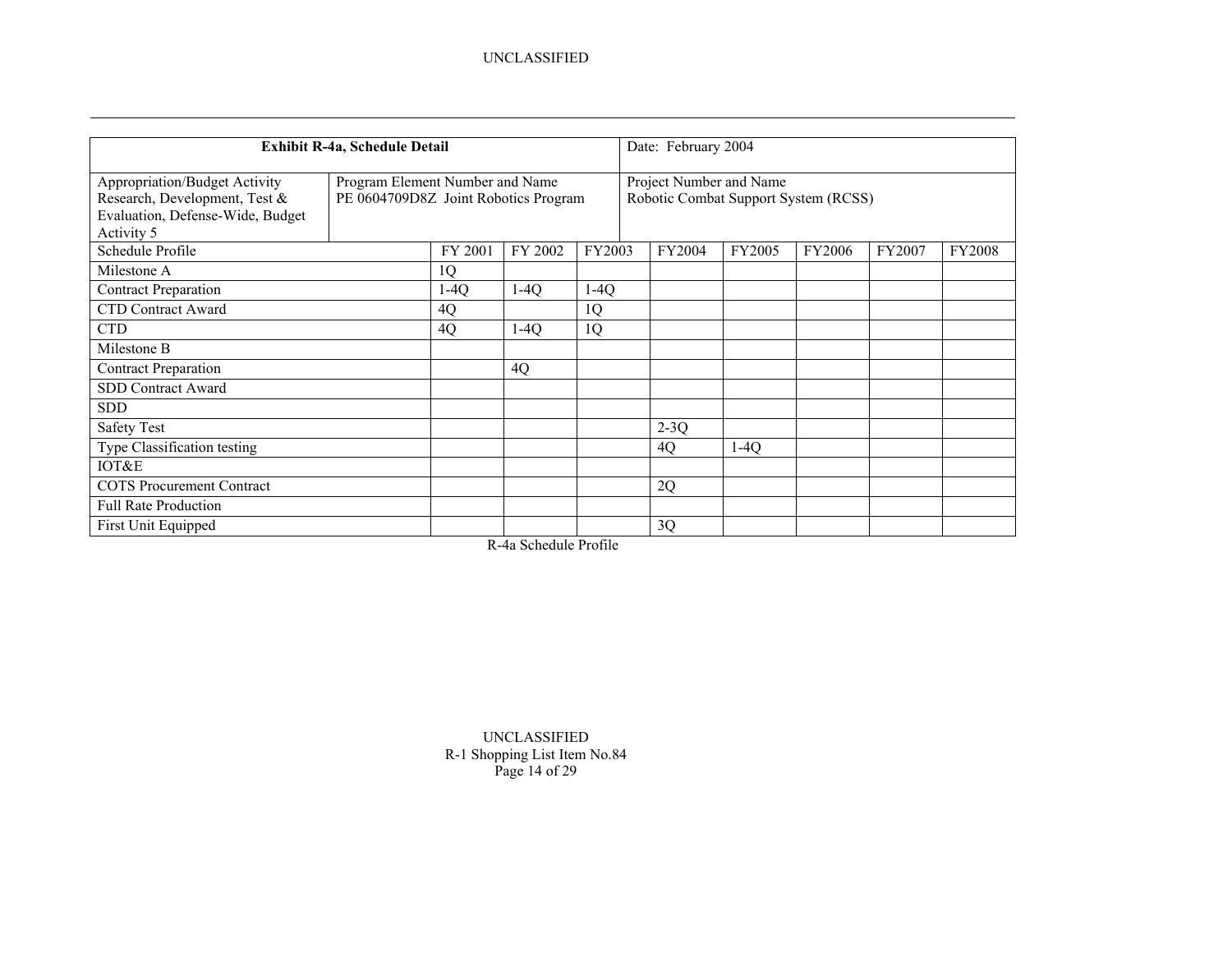| Exhibit R-4a, Schedule Detail | | Date: February 2004 |
|---|---|---|
| Appropriation/Budget Activity<br>Research, Development, Test & Evaluation, Defense-Wide, Budget Activity 5 | Program Element Number and Name<br>PE 0604709D8Z Joint Robotics Program | Project Number and Name<br>Robotic Combat Support System (RCSS) |

| Schedule Profile | FY 2001 | FY 2002 | FY2003 | FY2004 | FY2005 | FY2006 | FY2007 | FY2008 |
|---|---|---|---|---|---|---|---|---|
| Milestone A | 1Q | | | | | | | |
| Contract Preparation | 1-4Q | 1-4Q | 1-4Q | | | | | |
| CTD Contract Award | 4Q | | 1Q | | | | | |
| CTD | 4Q | 1-4Q | 1Q | | | | | |
| Milestone B | | | | | | | | |
| Contract Preparation | | 4Q | | | | | | |
| SDD Contract Award | | | | | | | | |
| SDD | | | | | | | | |
| Safety Test | | | | 2-3Q | | | | |
| Type Classification testing | | | | 4Q | 1-4Q | | | |
| IOT&E | | | | | | | | |
| COTS Procurement Contract | | | | 2Q | | | | |
| Full Rate Production | | | | | | | | |
| First Unit Equipped | | | | 3Q | | | | |

R-4a Schedule Profile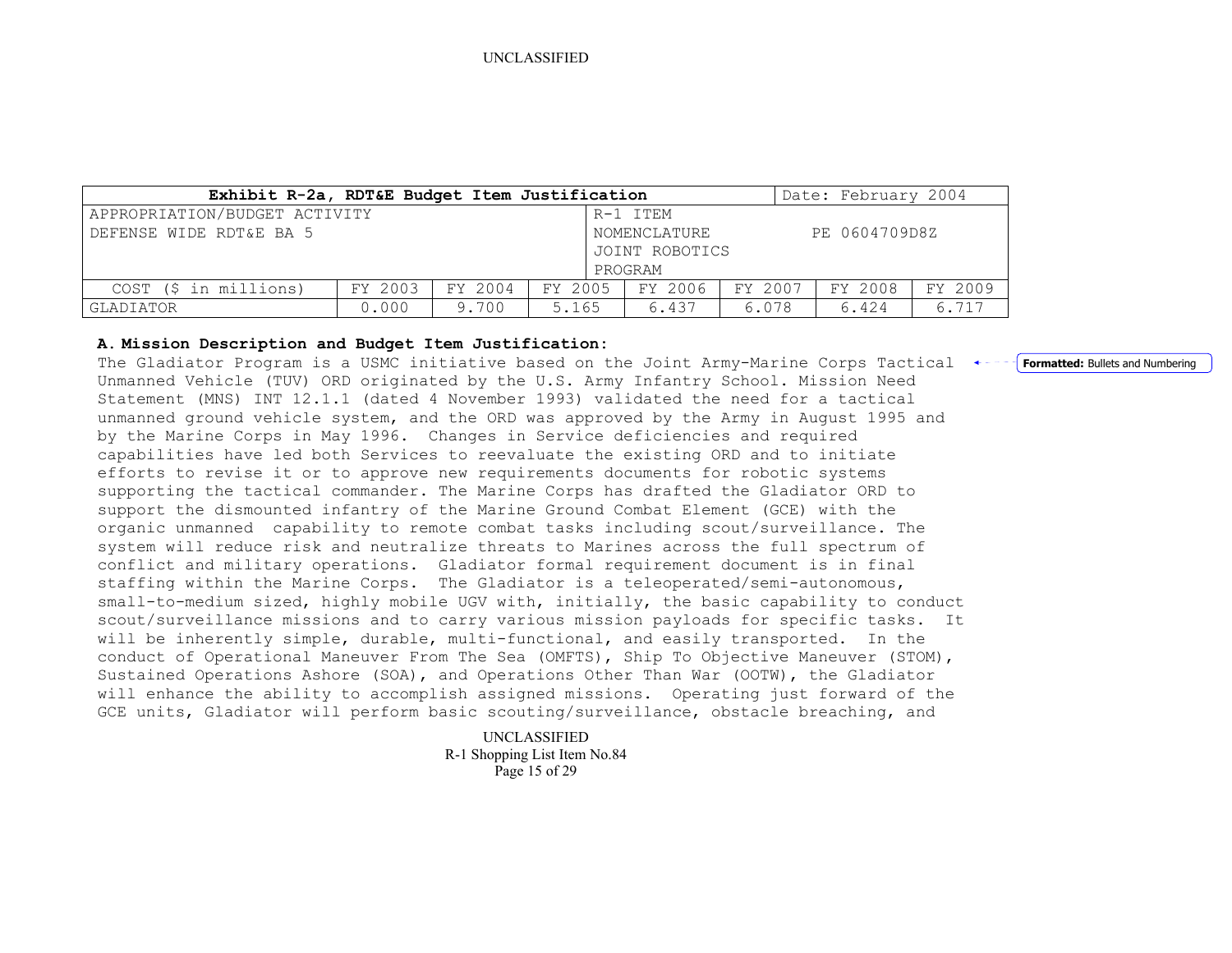| Exhibit R-2a, RDT&E Budget Item Justification | | | | | | Date: February 2004 | |
|---|---|---|---|---|---|---|---|
| APPROPRIATION/BUDGET ACTIVITY<br>DEFENSE WIDE RDT&E BA 5 | | | | R-1 ITEM NOMENCLATURE<br>JOINT ROBOTICS PROGRAM | | PE 0604709D8Z | |
| COST ($ in millions) | FY 2003 | FY 2004 | FY 2005 | FY 2006 | FY 2007 | FY 2008 | FY 2009 |
| GLADIATOR | 0.000 | 9.700 | 5.165 | 6.437 | 6.078 | 6.424 | 6.717 |

**A. Mission Description and Budget Item Justification:**

The Gladiator Program is a USMC initiative based on the Joint Army-Marine Corps Tactical Unmanned Vehicle (TUV) ORD originated by the U.S. Army Infantry School. Mission Need Statement (MNS) INT 12.1.1 (dated 4 November 1993) validated the need for a tactical unmanned ground vehicle system, and the ORD was approved by the Army in August 1995 and by the Marine Corps in May 1996. Changes in Service deficiencies and required capabilities have led both Services to reevaluate the existing ORD and to initiate efforts to revise it or to approve new requirements documents for robotic systems supporting the tactical commander. The Marine Corps has drafted the Gladiator ORD to support the dismounted infantry of the Marine Ground Combat Element (GCE) with the organic unmanned capability to remote combat tasks including scout/surveillance. The system will reduce risk and neutralize threats to Marines across the full spectrum of conflict and military operations. Gladiator formal requirement document is in final staffing within the Marine Corps. The Gladiator is a teleoperated/semi-autonomous, small-to-medium sized, highly mobile UGV with, initially, the basic capability to conduct scout/surveillance missions and to carry various mission payloads for specific tasks. It will be inherently simple, durable, multi-functional, and easily transported. In the conduct of Operational Maneuver From The Sea (OMFTS), Ship To Objective Maneuver (STOM), Sustained Operations Ashore (SOA), and Operations Other Than War (OOTW), the Gladiator will enhance the ability to accomplish assigned missions. Operating just forward of the GCE units, Gladiator will perform basic scouting/surveillance, obstacle breaching, and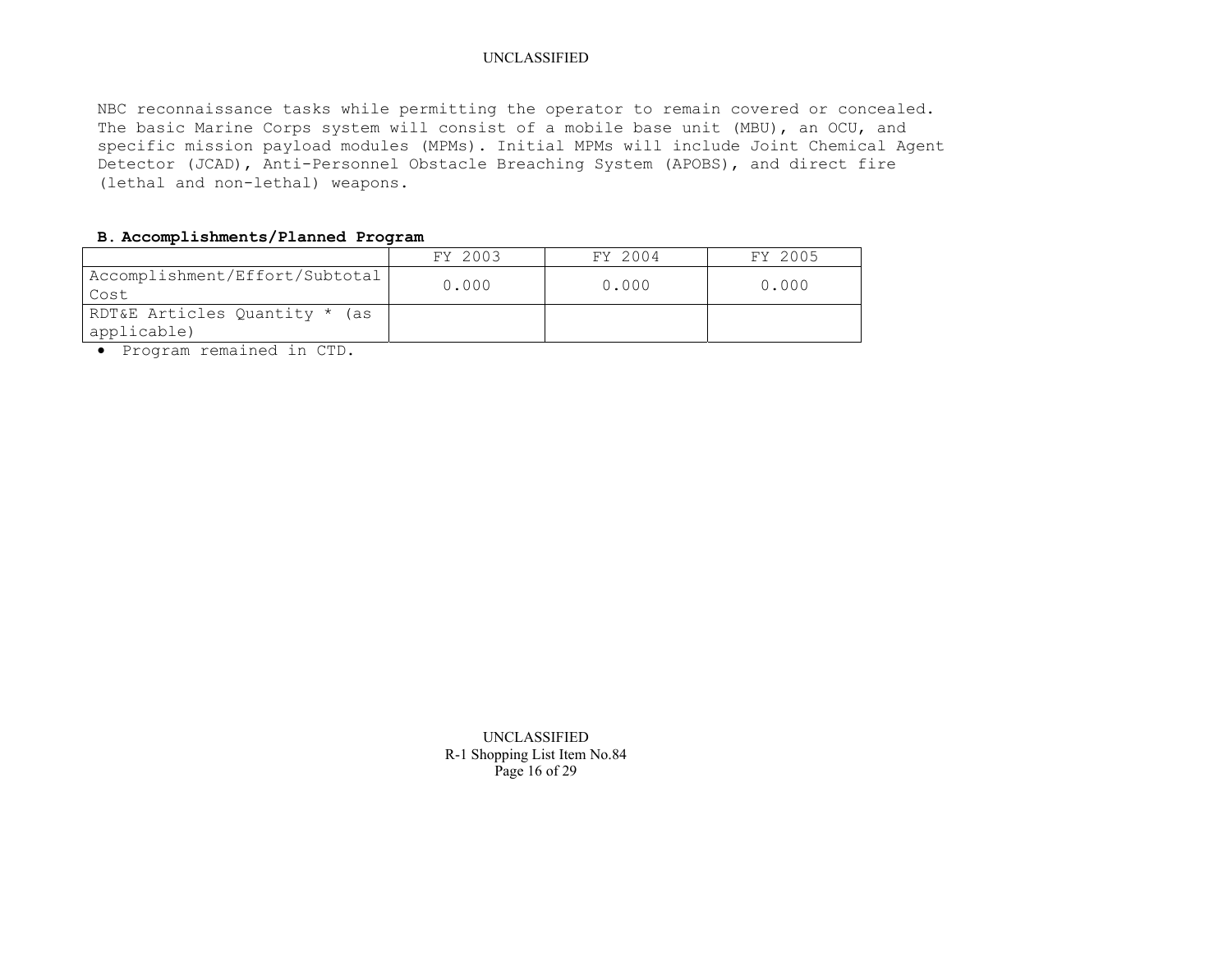NBC reconnaissance tasks while permitting the operator to remain covered or concealed. The basic Marine Corps system will consist of a mobile base unit (MBU), an OCU, and specific mission payload modules (MPMs). Initial MPMs will include Joint Chemical Agent Detector (JCAD), Anti-Personnel Obstacle Breaching System (APOBS), and direct fire (lethal and non-lethal) weapons.

**B. Accomplishments/Planned Program**

| | FY 2003 | FY 2004 | FY 2005 |
|---|---|---|---|
| Accomplishment/Effort/Subtotal Cost | 0.000 | 0.000 | 0.000 |
| RDT&E Articles Quantity * (as applicable) | | | |

- Program remained in CTD.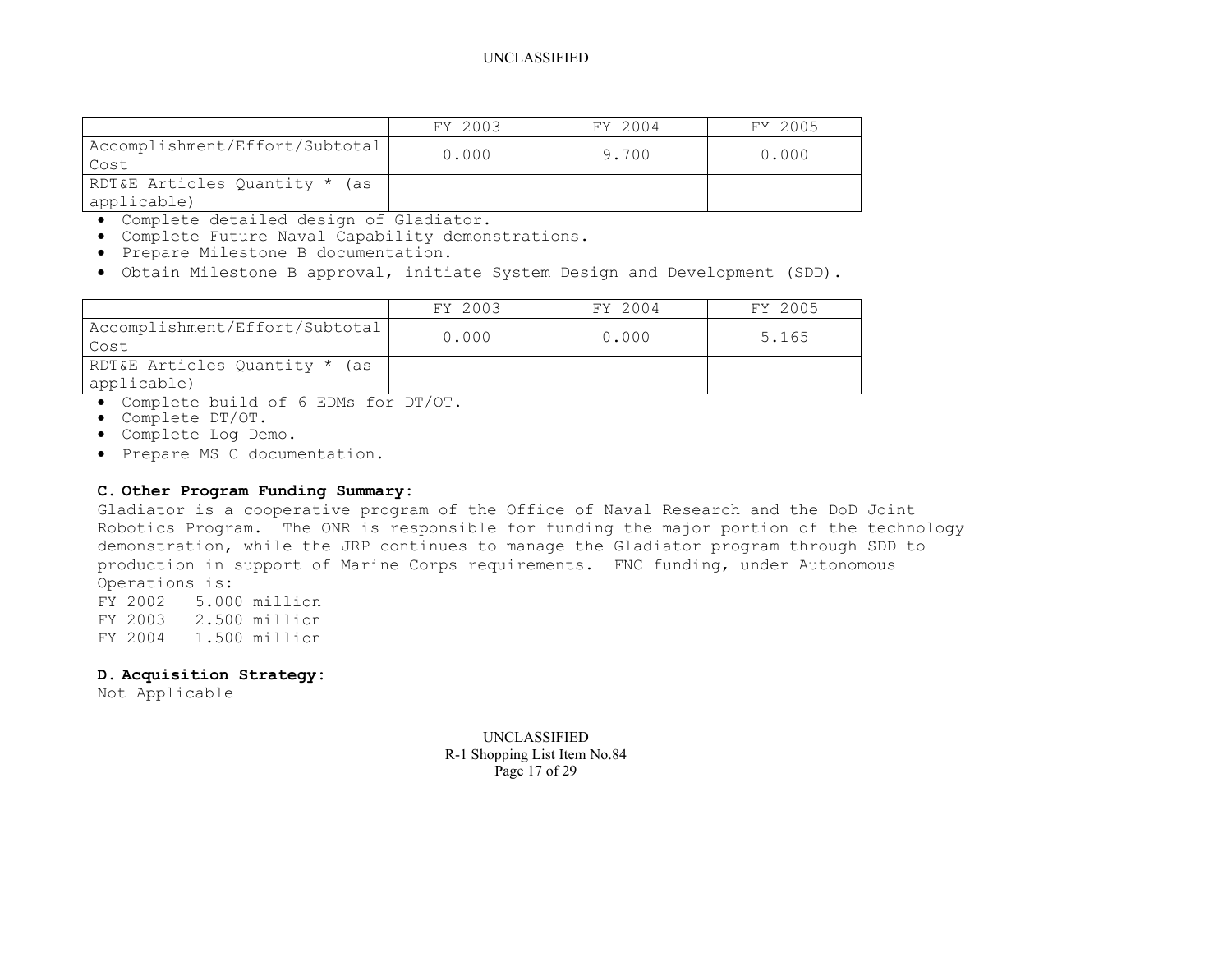| | FY 2003 | FY 2004 | FY 2005 |
|---|---|---|---|
| Accomplishment/Effort/Subtotal Cost | 0.000 | 9.700 | 0.000 |
| RDT&E Articles Quantity * (as applicable) | | | |

- Complete detailed design of Gladiator.
- Complete Future Naval Capability demonstrations.
- Prepare Milestone B documentation.
- Obtain Milestone B approval, initiate System Design and Development (SDD).

| | FY 2003 | FY 2004 | FY 2005 |
|---|---|---|---|
| Accomplishment/Effort/Subtotal Cost | 0.000 | 0.000 | 5.165 |
| RDT&E Articles Quantity * (as applicable) | | | |

- Complete build of 6 EDMs for DT/OT.
- Complete DT/OT.
- Complete Log Demo.
- Prepare MS C documentation.

**C. Other Program Funding Summary:**

Gladiator is a cooperative program of the Office of Naval Research and the DoD Joint Robotics Program. The ONR is responsible for funding the major portion of the technology demonstration, while the JRP continues to manage the Gladiator program through SDD to production in support of Marine Corps requirements. FNC funding, under Autonomous Operations is:

FY 2002 5.000 million
FY 2003 2.500 million
FY 2004 1.500 million

**D. Acquisition Strategy:**

Not Applicable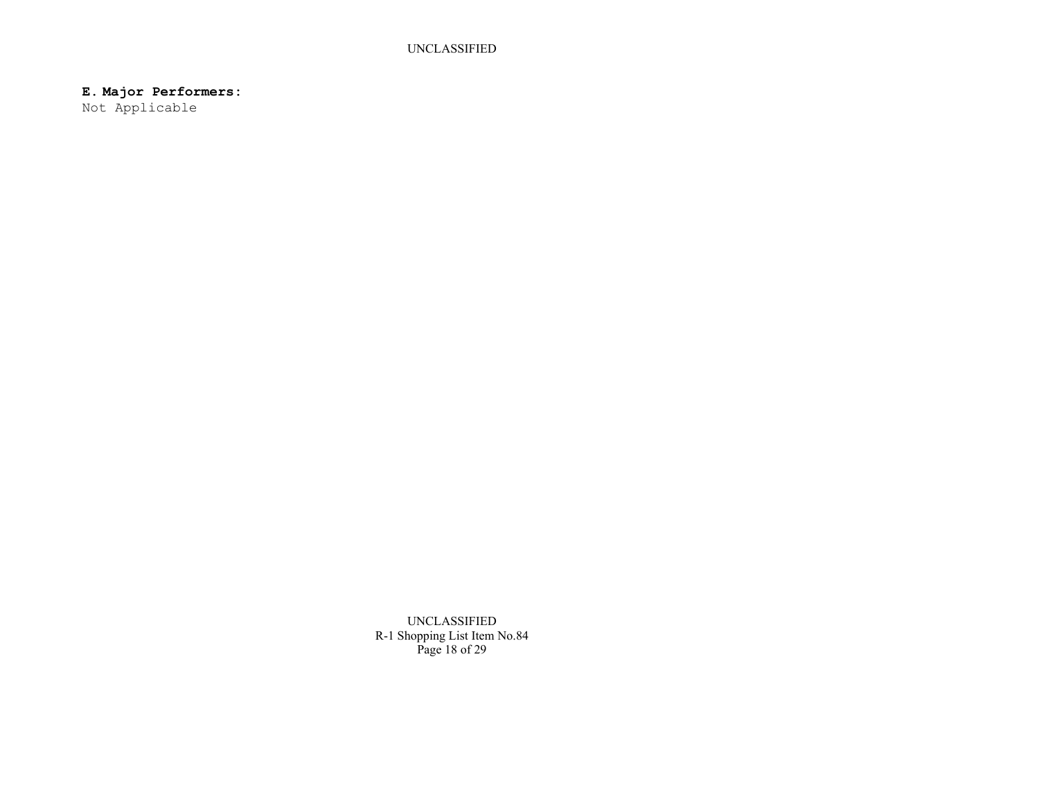**E. Major Performers:**

Not Applicable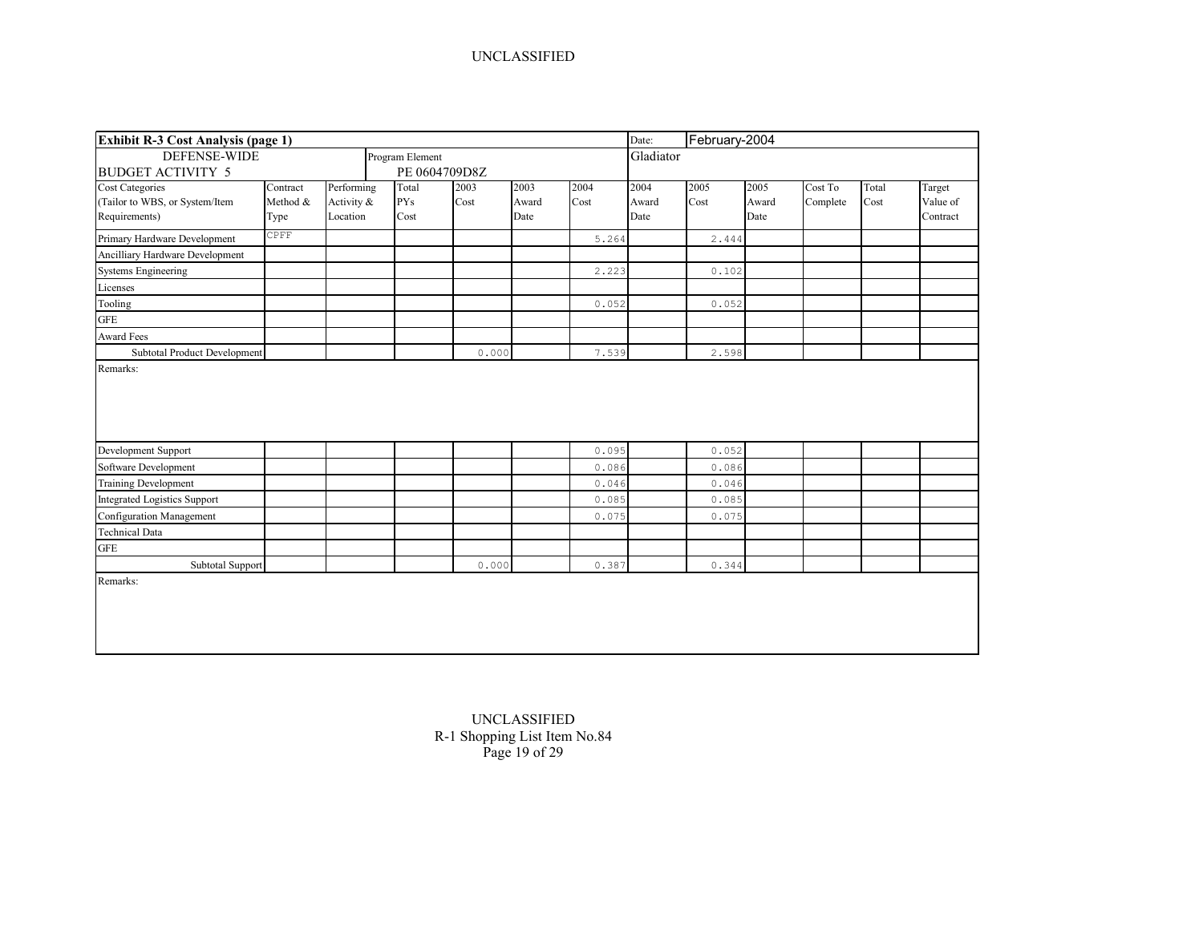UNCLASSIFIED

| **Exhibit R-3 Cost Analysis (page 1)** | | | | | | | Date: | February-2004 | | | | |
|---|---|---|---|---|---|---|---|---|---|---|---|---|
| DEFENSE-WIDE BUDGET ACTIVITY 5 | | Program Element PE 0604709D8Z | | | | | Gladiator | | | | | |
| Cost Categories (Tailor to WBS, or System/Item Requirements) | Contract Method & Type | Performing Activity & Location | Total PYs Cost | 2003 Cost | 2003 Award Date | 2004 Cost | 2004 Award Date | 2005 Cost | 2005 Award Date | Cost To Complete | Total Cost | Target Value of Contract |
| Primary Hardware Development | CPFF | | | | | 5.264 | | 2.444 | | | | |
| Ancilliary Hardware Development | | | | | | | | | | | | |
| Systems Engineering | | | | | | 2.223 | | 0.102 | | | | |
| Licenses | | | | | | | | | | | | |
| Tooling | | | | | | 0.052 | | 0.052 | | | | |
| GFE | | | | | | | | | | | | |
| Award Fees | | | | | | | | | | | | |
| Subtotal Product Development | | | | 0.000 | | 7.539 | | 2.598 | | | | |

Remarks:

| Cost Categories | Contract Method & Type | Performing Activity & Location | Total PYs Cost | 2003 Cost | 2003 Award Date | 2004 Cost | 2004 Award Date | 2005 Cost | 2005 Award Date | Cost To Complete | Total Cost | Target Value of Contract |
|---|---|---|---|---|---|---|---|---|---|---|---|---|
| Development Support | | | | | | 0.095 | | 0.052 | | | | |
| Software Development | | | | | | 0.086 | | 0.086 | | | | |
| Training Development | | | | | | 0.046 | | 0.046 | | | | |
| Integrated Logistics Support | | | | | | 0.085 | | 0.085 | | | | |
| Configuration Management | | | | | | 0.075 | | 0.075 | | | | |
| Technical Data | | | | | | | | | | | | |
| GFE | | | | | | | | | | | | |
| Subtotal Support | | | | 0.000 | | 0.387 | | 0.344 | | | | |

Remarks:

UNCLASSIFIED
R-1 Shopping List Item No.84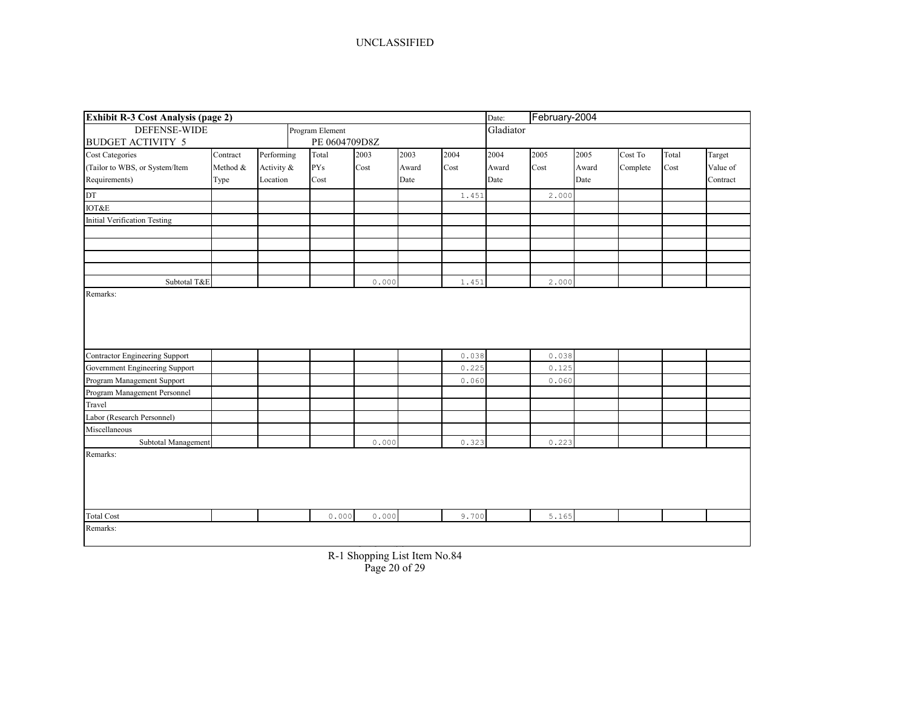UNCLASSIFIED

| **Exhibit R-3 Cost Analysis (page 2)** | | | | | | | Date: | February-2004 | | | | |
|---|---|---|---|---|---|---|---|---|---|---|---|---|
| DEFENSE-WIDE BUDGET ACTIVITY 5 | | Program Element PE 0604709D8Z | | | | | Gladiator | | | | | |
| Cost Categories (Tailor to WBS, or System/Item Requirements) | Contract Method & Type | Performing Activity & Location | Total PYs Cost | 2003 Cost | 2003 Award Date | 2004 Cost | 2004 Award Date | 2005 Cost | 2005 Award Date | Cost To Complete | Total Cost | Target Value of Contract |
| DT | | | | | | 1.451 | | 2.000 | | | | |
| IOT&E | | | | | | | | | | | | |
| Initial Verification Testing | | | | | | | | | | | | |
| | | | | | | | | | | | | |
| | | | | | | | | | | | | |
| | | | | | | | | | | | | |
| | | | | | | | | | | | | |
| Subtotal T&E | | | | 0.000 | | 1.451 | | 2.000 | | | | |
| Remarks: | | | | | | | | | | | | |
| Contractor Engineering Support | | | | | | 0.038 | | 0.038 | | | | |
| Government Engineering Support | | | | | | 0.225 | | 0.125 | | | | |
| Program Management Support | | | | | | 0.060 | | 0.060 | | | | |
| Program Management Personnel | | | | | | | | | | | | |
| Travel | | | | | | | | | | | | |
| Labor (Research Personnel) | | | | | | | | | | | | |
| Miscellaneous | | | | | | | | | | | | |
| Subtotal Management | | | | 0.000 | | 0.323 | | 0.223 | | | | |
| Remarks: | | | | | | | | | | | | |
| Total Cost | | | 0.000 | 0.000 | | 9.700 | | 5.165 | | | | |
| Remarks: | | | | | | | | | | | | |

R-1 Shopping List Item No.84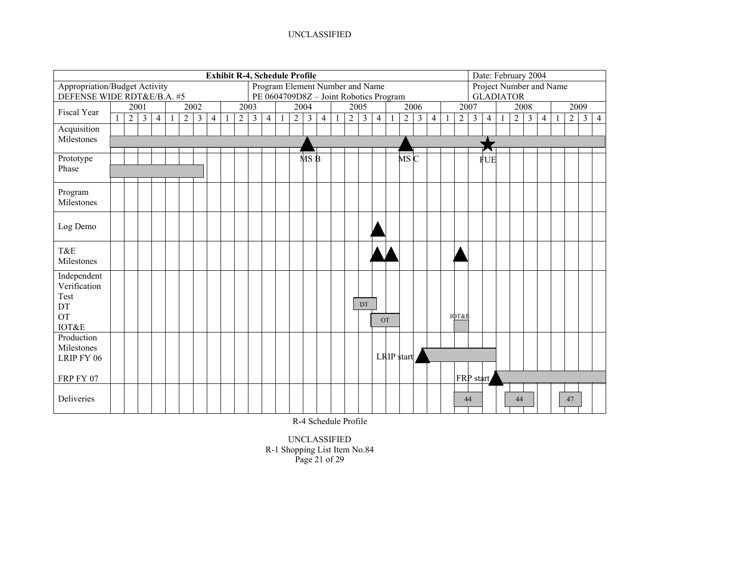**Exhibit R-4, Schedule Profile**

| Appropriation/Budget Activity | Program Element Number and Name | Date: February 2004 |
|---|---|---|
| DEFENSE WIDE RDT&E/B.A. #5 | PE 0604709D8Z – Joint Robotics Program | Project Number and Name GLADIATOR |

| Fiscal Year | 2001 | | | | 2002 | | | | 2003 | | | | 2004 | | | | 2005 | | | | 2006 | | | | 2007 | | | | 2008 | | | | 2009 | | | |
|---|---|---|---|---|---|---|---|---|---|---|---|---|---|---|---|---|---|---|---|---|---|---|---|---|---|---|---|---|---|---|---|---|---|---|---|---|
| | 1 | 2 | 3 | 4 | 1 | 2 | 3 | 4 | 1 | 2 | 3 | 4 | 1 | 2 | 3 | 4 | 1 | 2 | 3 | 4 | 1 | 2 | 3 | 4 | 1 | 2 | 3 | 4 | 1 | 2 | 3 | 4 | 1 | 2 | 3 | 4 |
| Acquisition Milestones | | | | | | | | | | | | | | | MS B | | | | | | | MS C | | | | | | FUE | | | | | | | | |
| Prototype Phase | | | | | | | | | | | | | | | | | | | | | | | | | | | | | | | | | | | | |
| Program Milestones | | | | | | | | | | | | | | | | | | | | | | | | | | | | | | | | | | | | |
| Log Demo | | | | | | | | | | | | | | | | | | | | ▲ | | | | | | | | | | | | | | | | |
| T&E Milestones | | | | | | | | | | | | | | | | | | | | ▲ | ▲ | | | | | ▲ | | | | | | | | | | |
| Independent Verification Test DT OT IOT&E | | | | | | | | | | | | | | | | | | | DT | DT / OT | OT | OT | | | | IOT&E | | | | | | | | | | |
| Production Milestones LRIP FY 06 | | | | | | | | | | | | | | | | | | | | | LRIP start | | | | | | | | | | | | | | | |
| FRP FY 07 | | | | | | | | | | | | | | | | | | | | | | | | | | | FRP start | | | | | | | | | |
| Deliveries | | | | | | | | | | | | | | | | | | | | | | | | | | 44 | 44 | | | 44 | 44 | | | 47 | | |

R-4 Schedule Profile

R-1 Shopping List Item No.84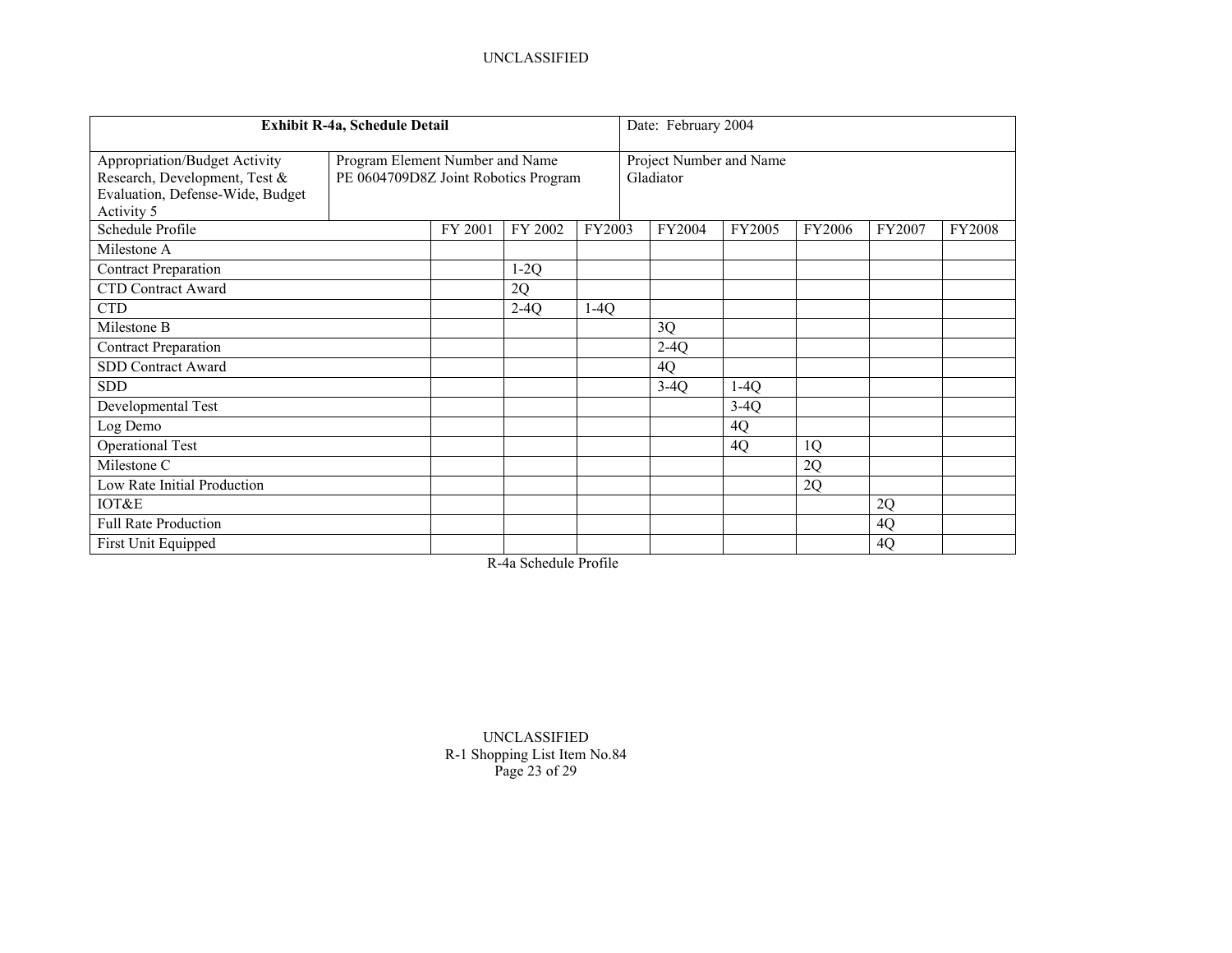UNCLASSIFIED

| **Exhibit R-4a, Schedule Detail** | | Date: February 2004 |
|---|---|---|
| Appropriation/Budget Activity Research, Development, Test & Evaluation, Defense-Wide, Budget Activity 5 | Program Element Number and Name PE 0604709D8Z Joint Robotics Program | Project Number and Name Gladiator |

| Schedule Profile | FY 2001 | FY 2002 | FY2003 | FY2004 | FY2005 | FY2006 | FY2007 | FY2008 |
|---|---|---|---|---|---|---|---|---|
| Milestone A | | | | | | | | |
| Contract Preparation | | 1-2Q | | | | | | |
| CTD Contract Award | | 2Q | | | | | | |
| CTD | | 2-4Q | 1-4Q | | | | | |
| Milestone B | | | | 3Q | | | | |
| Contract Preparation | | | | 2-4Q | | | | |
| SDD Contract Award | | | | 4Q | | | | |
| SDD | | | | 3-4Q | 1-4Q | | | |
| Developmental Test | | | | | 3-4Q | | | |
| Log Demo | | | | | 4Q | | | |
| Operational Test | | | | | 4Q | 1Q | | |
| Milestone C | | | | | | 2Q | | |
| Low Rate Initial Production | | | | | | 2Q | | |
| IOT&E | | | | | | | 2Q | |
| Full Rate Production | | | | | | | 4Q | |
| First Unit Equipped | | | | | | | 4Q | |

R-4a Schedule Profile

UNCLASSIFIED
R-1 Shopping List Item No.84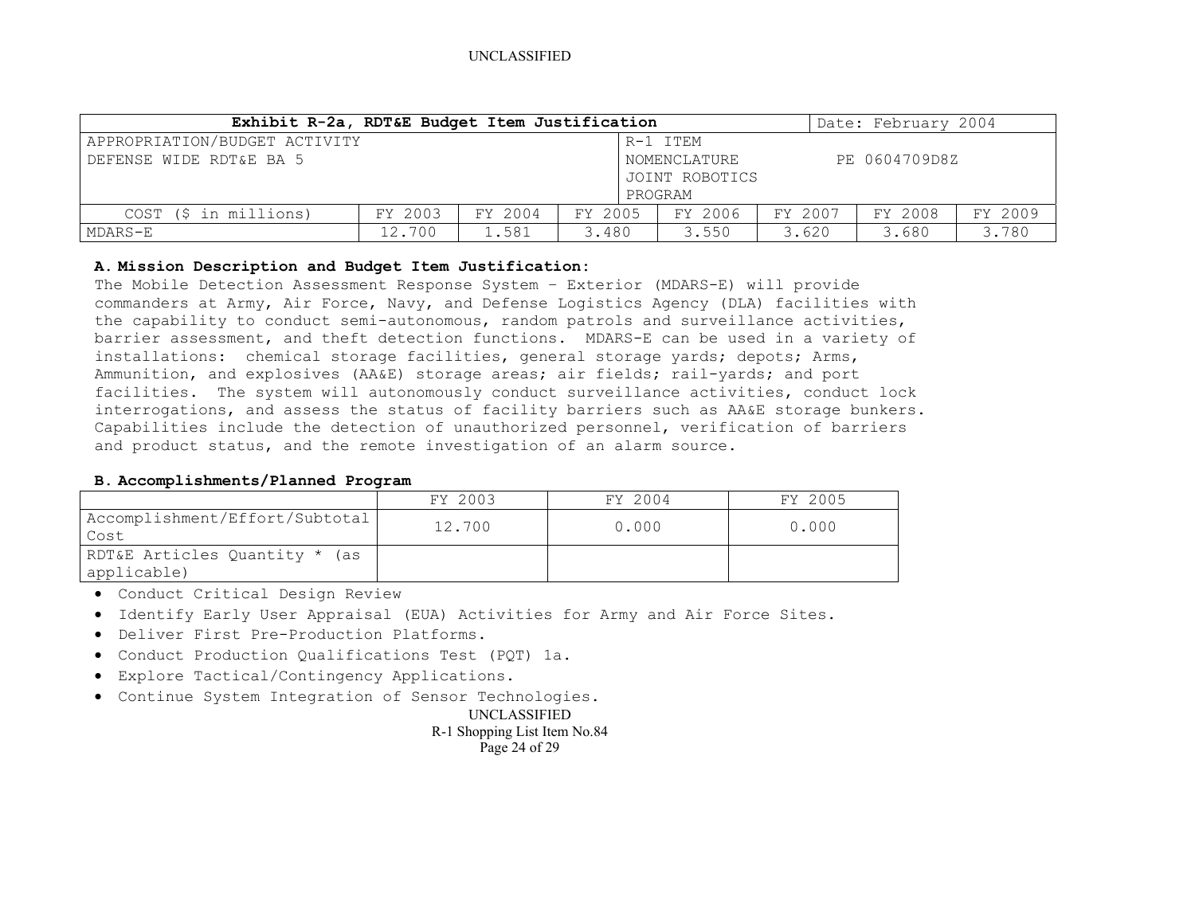UNCLASSIFIED

| Exhibit R-2a, RDT&E Budget Item Justification | | | | | | | Date: February 2004 |
|---|---|---|---|---|---|---|---|
| APPROPRIATION/BUDGET ACTIVITY<br>DEFENSE WIDE RDT&E BA 5 | | | | R-1 ITEM NOMENCLATURE<br>JOINT ROBOTICS PROGRAM | | | PE 0604709D8Z |
| COST ($ in millions) | FY 2003 | FY 2004 | FY 2005 | FY 2006 | FY 2007 | FY 2008 | FY 2009 |
| MDARS-E | 12.700 | 1.581 | 3.480 | 3.550 | 3.620 | 3.680 | 3.780 |

### A. Mission Description and Budget Item Justification:

The Mobile Detection Assessment Response System – Exterior (MDARS-E) will provide commanders at Army, Air Force, Navy, and Defense Logistics Agency (DLA) facilities with the capability to conduct semi-autonomous, random patrols and surveillance activities, barrier assessment, and theft detection functions. MDARS-E can be used in a variety of installations: chemical storage facilities, general storage yards; depots; Arms, Ammunition, and explosives (AA&E) storage areas; air fields; rail-yards; and port facilities. The system will autonomously conduct surveillance activities, conduct lock interrogations, and assess the status of facility barriers such as AA&E storage bunkers. Capabilities include the detection of unauthorized personnel, verification of barriers and product status, and the remote investigation of an alarm source.

### B. Accomplishments/Planned Program

| | FY 2003 | FY 2004 | FY 2005 |
|---|---|---|---|
| Accomplishment/Effort/Subtotal Cost | 12.700 | 0.000 | 0.000 |
| RDT&E Articles Quantity * (as applicable) | | | |

- Conduct Critical Design Review
- Identify Early User Appraisal (EUA) Activities for Army and Air Force Sites.
- Deliver First Pre-Production Platforms.
- Conduct Production Qualifications Test (PQT) 1a.
- Explore Tactical/Contingency Applications.
- Continue System Integration of Sensor Technologies.

UNCLASSIFIED

R-1 Shopping List Item No.84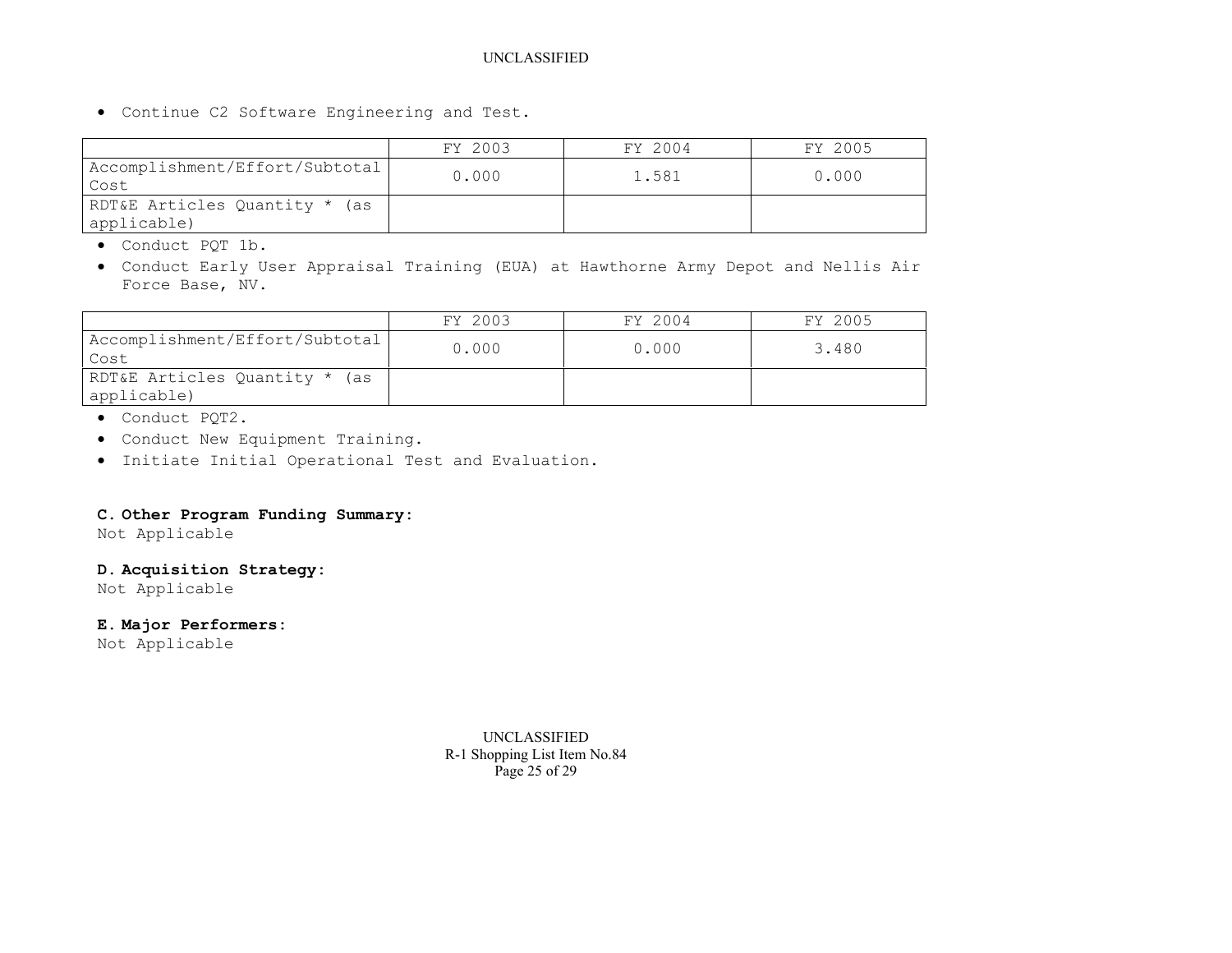- Continue C2 Software Engineering and Test.

| | FY 2003 | FY 2004 | FY 2005 |
|---|---|---|---|
| Accomplishment/Effort/Subtotal Cost | 0.000 | 1.581 | 0.000 |
| RDT&E Articles Quantity * (as applicable) | | | |

- Conduct PQT 1b.
- Conduct Early User Appraisal Training (EUA) at Hawthorne Army Depot and Nellis Air Force Base, NV.

| | FY 2003 | FY 2004 | FY 2005 |
|---|---|---|---|
| Accomplishment/Effort/Subtotal Cost | 0.000 | 0.000 | 3.480 |
| RDT&E Articles Quantity * (as applicable) | | | |

- Conduct PQT2.
- Conduct New Equipment Training.
- Initiate Initial Operational Test and Evaluation.

**C. Other Program Funding Summary:**
Not Applicable

**D. Acquisition Strategy:**
Not Applicable

**E. Major Performers:**
Not Applicable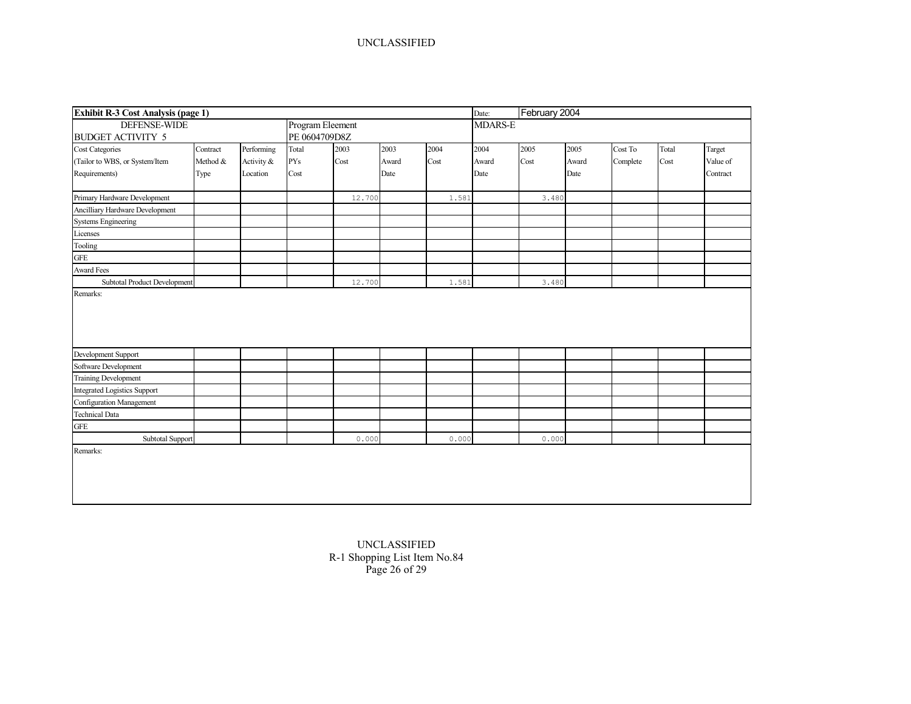UNCLASSIFIED

| **Exhibit R-3 Cost Analysis (page 1)** | | | | | | | Date: | February 2004 | | | | |
|---|---|---|---|---|---|---|---|---|---|---|---|---|
| DEFENSE-WIDE<br>BUDGET ACTIVITY 5 | | | Program Eleement<br>PE 0604709D8Z | | | | MDARS-E | | | | | |
| Cost Categories<br>(Tailor to WBS, or System/Item Requirements) | Contract Method & Type | Performing Activity & Location | Total PYs Cost | 2003 Cost | 2003 Award Date | 2004 Cost | 2004 Award Date | 2005 Cost | 2005 Award Date | Cost To Complete | Total Cost | Target Value of Contract |
| Primary Hardware Development | | | | 12.700 | | 1.581 | | 3.480 | | | | |
| Ancilliary Hardware Development | | | | | | | | | | | | |
| Systems Engineering | | | | | | | | | | | | |
| Licenses | | | | | | | | | | | | |
| Tooling | | | | | | | | | | | | |
| GFE | | | | | | | | | | | | |
| Award Fees | | | | | | | | | | | | |
| Subtotal Product Development | | | | 12.700 | | 1.581 | | 3.480 | | | | |

Remarks:

| Cost Categories | Contract Method & Type | Performing Activity & Location | Total PYs Cost | 2003 Cost | 2003 Award Date | 2004 Cost | 2004 Award Date | 2005 Cost | 2005 Award Date | Cost To Complete | Total Cost | Target Value of Contract |
|---|---|---|---|---|---|---|---|---|---|---|---|---|
| Development Support | | | | | | | | | | | | |
| Software Development | | | | | | | | | | | | |
| Training Development | | | | | | | | | | | | |
| Integrated Logistics Support | | | | | | | | | | | | |
| Configuration Management | | | | | | | | | | | | |
| Technical Data | | | | | | | | | | | | |
| GFE | | | | | | | | | | | | |
| Subtotal Support | | | | 0.000 | | 0.000 | | 0.000 | | | | |

Remarks:

UNCLASSIFIED
R-1 Shopping List Item No.84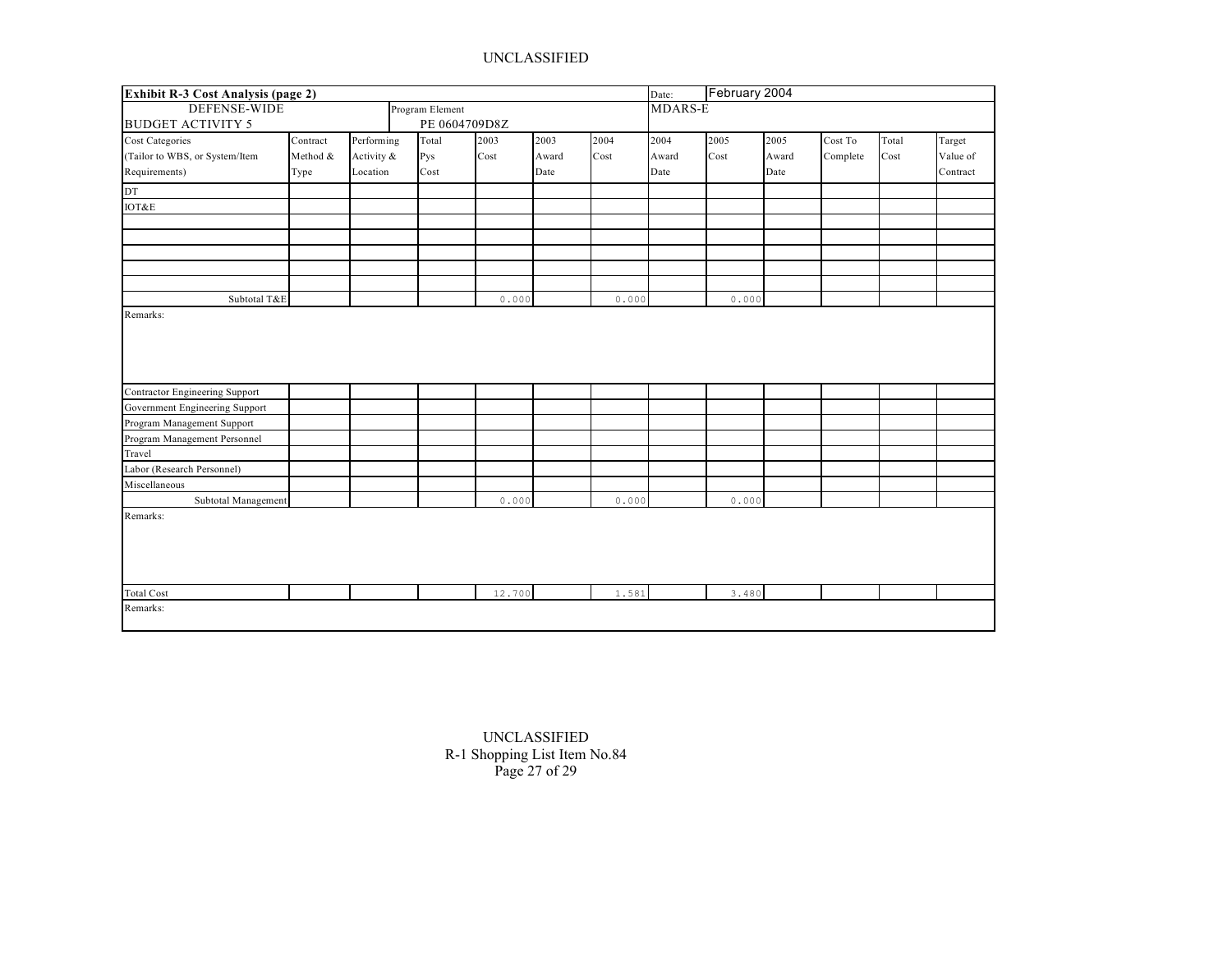UNCLASSIFIED

| **Exhibit R-3 Cost Analysis (page 2)** | | | | | | | Date: | February 2004 | | | | |
|---|---|---|---|---|---|---|---|---|---|---|---|---|
| DEFENSE-WIDE<br>BUDGET ACTIVITY 5 | | | Program Element<br>PE 0604709D8Z | | | | MDARS-E | | | | | |
| Cost Categories<br>(Tailor to WBS, or System/Item Requirements) | Contract Method & Type | Performing Activity & Location | Total Pys Cost | 2003 Cost | 2003 Award Date | 2004 Cost | 2004 Award Date | 2005 Cost | 2005 Award Date | Cost To Complete | Total Cost | Target Value of Contract |
| DT | | | | | | | | | | | | |
| IOT&E | | | | | | | | | | | | |
| | | | | | | | | | | | | |
| | | | | | | | | | | | | |
| | | | | | | | | | | | | |
| | | | | | | | | | | | | |
| | | | | | | | | | | | | |
| Subtotal T&E | | | | 0.000 | | 0.000 | | 0.000 | | | | |
| Remarks: | | | | | | | | | | | | |
| Contractor Engineering Support | | | | | | | | | | | | |
| Government Engineering Support | | | | | | | | | | | | |
| Program Management Support | | | | | | | | | | | | |
| Program Management Personnel | | | | | | | | | | | | |
| Travel | | | | | | | | | | | | |
| Labor (Research Personnel) | | | | | | | | | | | | |
| Miscellaneous | | | | | | | | | | | | |
| Subtotal Management | | | | 0.000 | | 0.000 | | 0.000 | | | | |
| Remarks: | | | | | | | | | | | | |
| Total Cost | | | | 12.700 | | 1.581 | | 3.480 | | | | |
| Remarks: | | | | | | | | | | | | |

UNCLASSIFIED

R-1 Shopping List Item No.84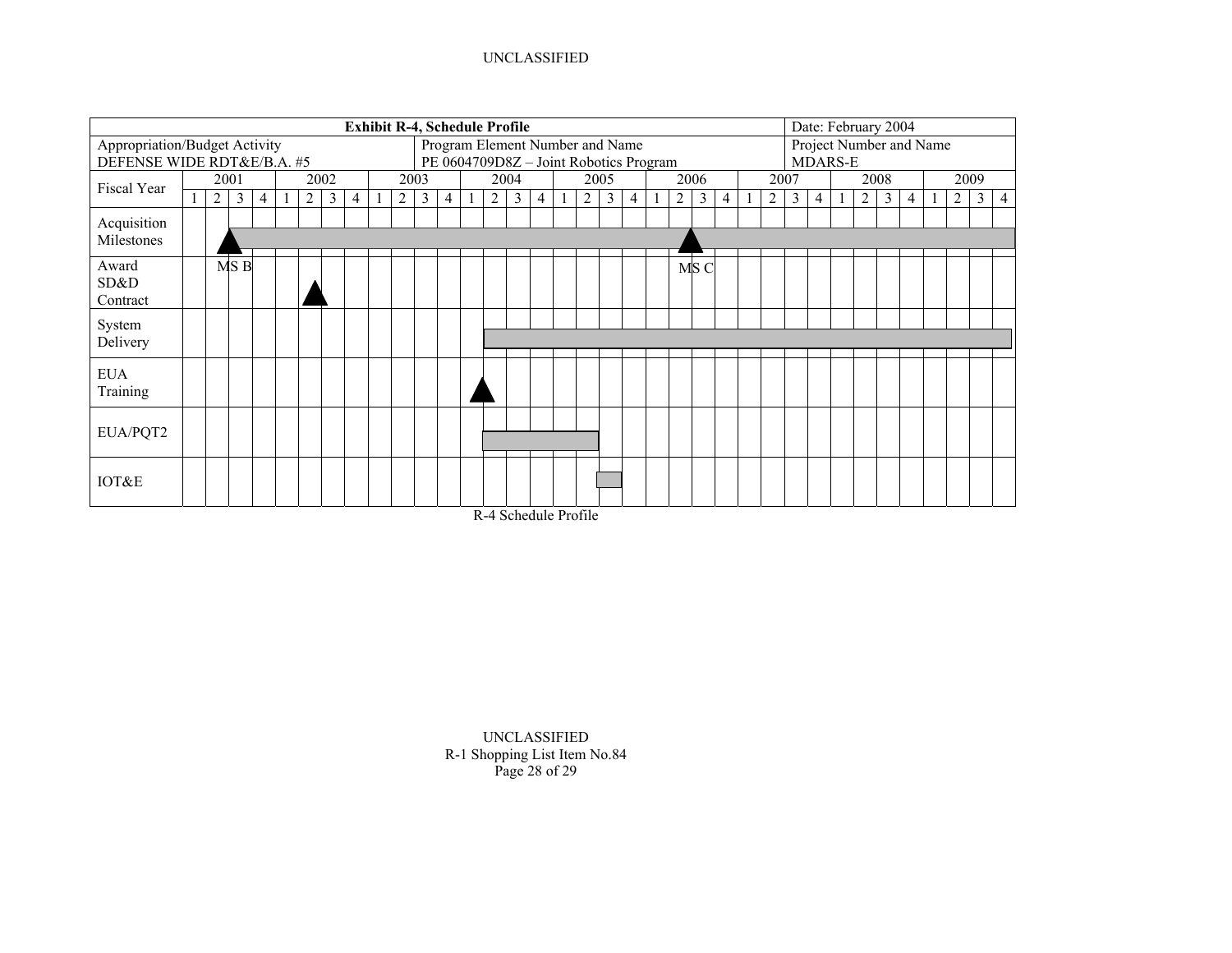UNCLASSIFIED

| Exhibit R-4, Schedule Profile | | Date: February 2004 |
|---|---|---|
| Appropriation/Budget Activity<br>DEFENSE WIDE RDT&E/B.A. #5 | Program Element Number and Name<br>PE 0604709D8Z – Joint Robotics Program | Project Number and Name<br>MDARS-E |

| Fiscal Year | 2001 | | | | 2002 | | | | 2003 | | | | 2004 | | | | 2005 | | | | 2006 | | | | 2007 | | | | 2008 | | | | 2009 | | | |
|---|---|---|---|---|---|---|---|---|---|---|---|---|---|---|---|---|---|---|---|---|---|---|---|---|---|---|---|---|---|---|---|---|---|---|---|---|
| | 1 | 2 | 3 | 4 | 1 | 2 | 3 | 4 | 1 | 2 | 3 | 4 | 1 | 2 | 3 | 4 | 1 | 2 | 3 | 4 | 1 | 2 | 3 | 4 | 1 | 2 | 3 | 4 | 1 | 2 | 3 | 4 | 1 | 2 | 3 | 4 |
| Acquisition Milestones | | MS B | | | | | | | | | | | | | | | | | | | | MS C | | | | | | | | | | | | | | |
| Award SD&D Contract | | | | | | ▲ | | | | | | | | | | | | | | | | | | | | | | | | | | | | | | |
| System Delivery | | | | | | | | | | | | | | | | | | | | | | | | | | | | | | | | | | | | |
| EUA Training | | | | | | | | | | | | | ▲ | | | | | | | | | | | | | | | | | | | | | | | |
| EUA/PQT2 | | | | | | | | | | | | | | | | | | | | | | | | | | | | | | | | | | | | |
| IOT&E | | | | | | | | | | | | | | | | | | | | | | | | | | | | | | | | | | | | |

R-4 Schedule Profile

UNCLASSIFIED
R-1 Shopping List Item No.84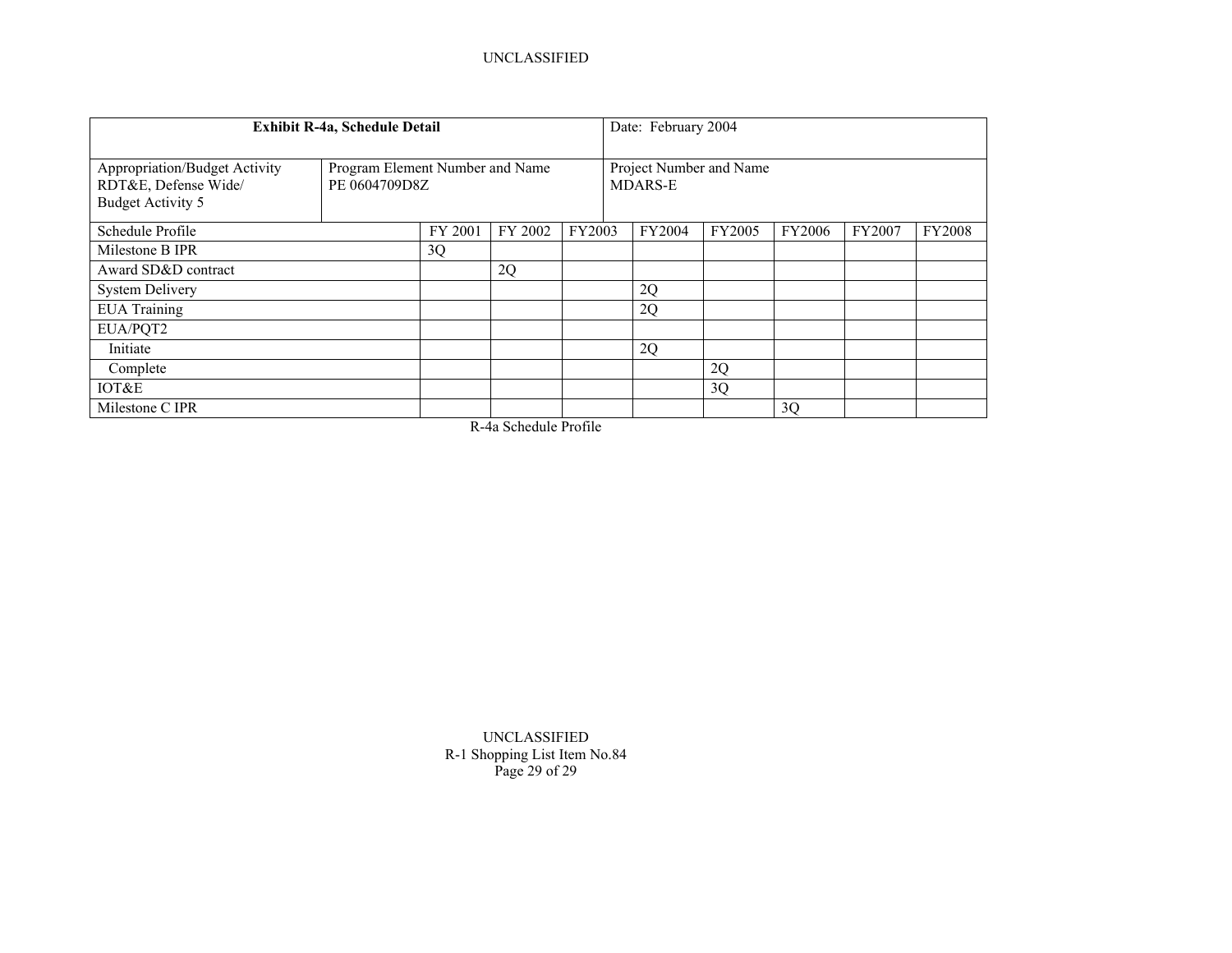| Exhibit R-4a, Schedule Detail | | Date: February 2004 |
|---|---|---|
| Appropriation/Budget Activity<br>RDT&E, Defense Wide/<br>Budget Activity 5 | Program Element Number and Name<br>PE 0604709D8Z | Project Number and Name<br>MDARS-E |

| Schedule Profile | FY 2001 | FY 2002 | FY2003 | FY2004 | FY2005 | FY2006 | FY2007 | FY2008 |
|---|---|---|---|---|---|---|---|---|
| Milestone B IPR | 3Q | | | | | | | |
| Award SD&D contract | | 2Q | | | | | | |
| System Delivery | | | | 2Q | | | | |
| EUA Training | | | | 2Q | | | | |
| EUA/PQT2 | | | | | | | | |
| Initiate | | | | 2Q | | | | |
| Complete | | | | | 2Q | | | |
| IOT&E | | | | | 3Q | | | |
| Milestone C IPR | | | | | | 3Q | | |

R-4a Schedule Profile

UNCLASSIFIED
R-1 Shopping List Item No.84